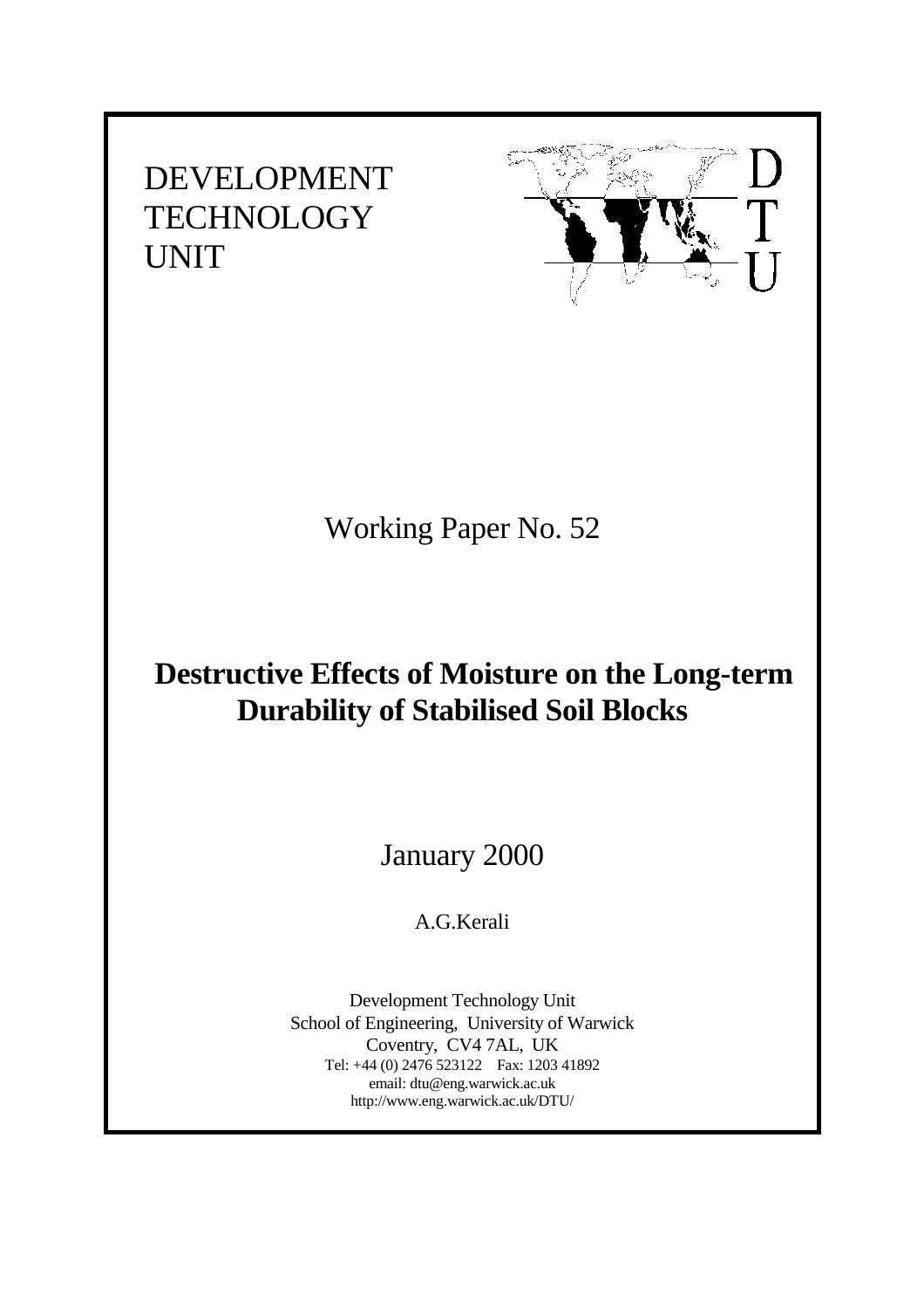DEVELOPMENT
TECHNOLOGY
UNIT

D
T
U

Working Paper No. 52

# Destructive Effects of Moisture on the Long-term Durability of Stabilised Soil Blocks

January 2000

A.G.Kerali

Development Technology Unit
School of Engineering, University of Warwick
Coventry, CV4 7AL, UK
Tel: +44 (0) 2476 523122 Fax: 1203 41892
email: dtu@eng.warwick.ac.uk
http://www.eng.warwick.ac.uk/DTU/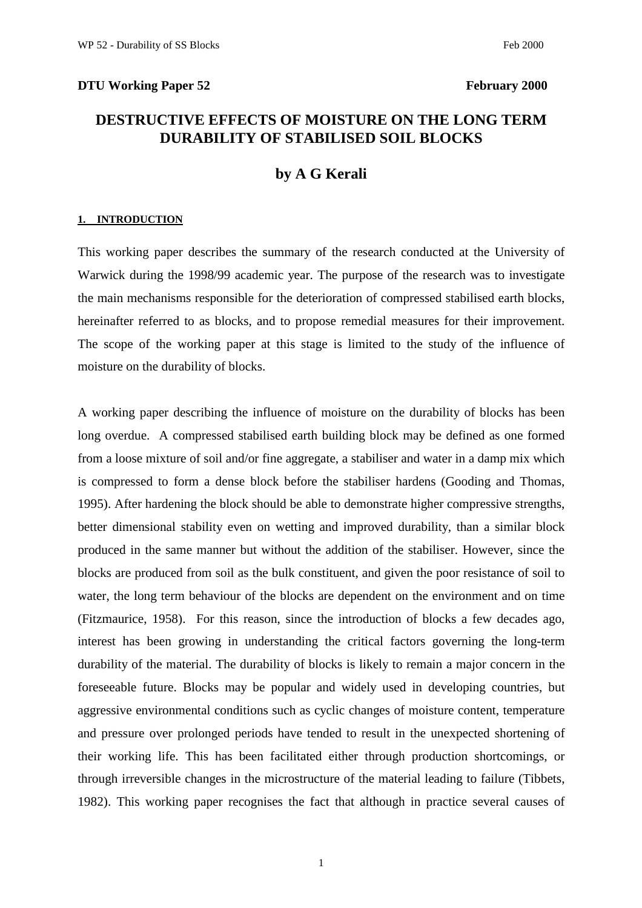**DTU Working Paper 52** **February 2000**

# DESTRUCTIVE EFFECTS OF MOISTURE ON THE LONG TERM DURABILITY OF STABILISED SOIL BLOCKS

## by A G Kerali

### 1. INTRODUCTION

This working paper describes the summary of the research conducted at the University of Warwick during the 1998/99 academic year. The purpose of the research was to investigate the main mechanisms responsible for the deterioration of compressed stabilised earth blocks, hereinafter referred to as blocks, and to propose remedial measures for their improvement. The scope of the working paper at this stage is limited to the study of the influence of moisture on the durability of blocks.

A working paper describing the influence of moisture on the durability of blocks has been long overdue. A compressed stabilised earth building block may be defined as one formed from a loose mixture of soil and/or fine aggregate, a stabiliser and water in a damp mix which is compressed to form a dense block before the stabiliser hardens (Gooding and Thomas, 1995). After hardening the block should be able to demonstrate higher compressive strengths, better dimensional stability even on wetting and improved durability, than a similar block produced in the same manner but without the addition of the stabiliser. However, since the blocks are produced from soil as the bulk constituent, and given the poor resistance of soil to water, the long term behaviour of the blocks are dependent on the environment and on time (Fitzmaurice, 1958). For this reason, since the introduction of blocks a few decades ago, interest has been growing in understanding the critical factors governing the long-term durability of the material. The durability of blocks is likely to remain a major concern in the foreseeable future. Blocks may be popular and widely used in developing countries, but aggressive environmental conditions such as cyclic changes of moisture content, temperature and pressure over prolonged periods have tended to result in the unexpected shortening of their working life. This has been facilitated either through production shortcomings, or through irreversible changes in the microstructure of the material leading to failure (Tibbets, 1982). This working paper recognises the fact that although in practice several causes of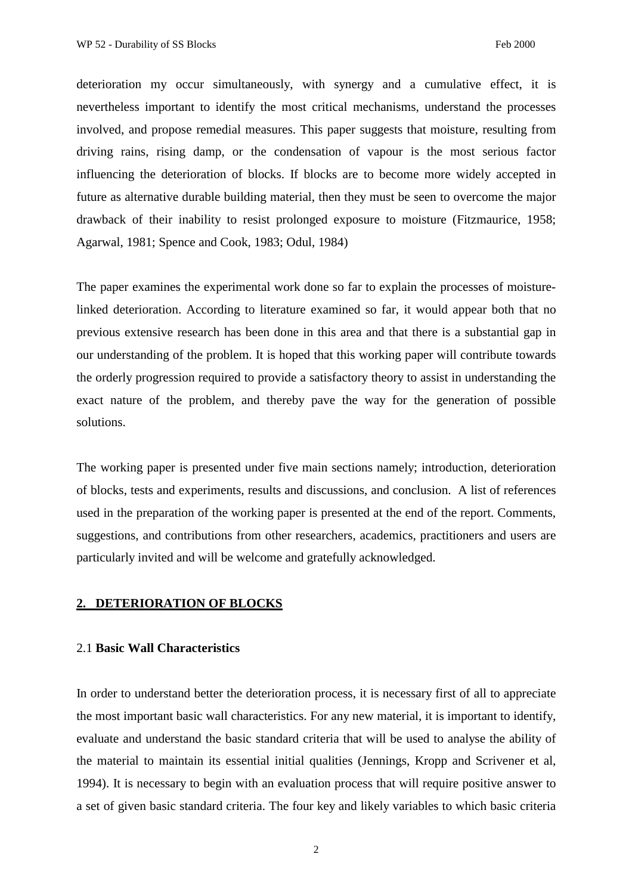deterioration my occur simultaneously, with synergy and a cumulative effect, it is nevertheless important to identify the most critical mechanisms, understand the processes involved, and propose remedial measures. This paper suggests that moisture, resulting from driving rains, rising damp, or the condensation of vapour is the most serious factor influencing the deterioration of blocks. If blocks are to become more widely accepted in future as alternative durable building material, then they must be seen to overcome the major drawback of their inability to resist prolonged exposure to moisture (Fitzmaurice, 1958; Agarwal, 1981; Spence and Cook, 1983; Odul, 1984)

The paper examines the experimental work done so far to explain the processes of moisture-linked deterioration. According to literature examined so far, it would appear both that no previous extensive research has been done in this area and that there is a substantial gap in our understanding of the problem. It is hoped that this working paper will contribute towards the orderly progression required to provide a satisfactory theory to assist in understanding the exact nature of the problem, and thereby pave the way for the generation of possible solutions.

The working paper is presented under five main sections namely; introduction, deterioration of blocks, tests and experiments, results and discussions, and conclusion. A list of references used in the preparation of the working paper is presented at the end of the report. Comments, suggestions, and contributions from other researchers, academics, practitioners and users are particularly invited and will be welcome and gratefully acknowledged.

## 2. DETERIORATION OF BLOCKS

### 2.1 Basic Wall Characteristics

In order to understand better the deterioration process, it is necessary first of all to appreciate the most important basic wall characteristics. For any new material, it is important to identify, evaluate and understand the basic standard criteria that will be used to analyse the ability of the material to maintain its essential initial qualities (Jennings, Kropp and Scrivener et al, 1994). It is necessary to begin with an evaluation process that will require positive answer to a set of given basic standard criteria. The four key and likely variables to which basic criteria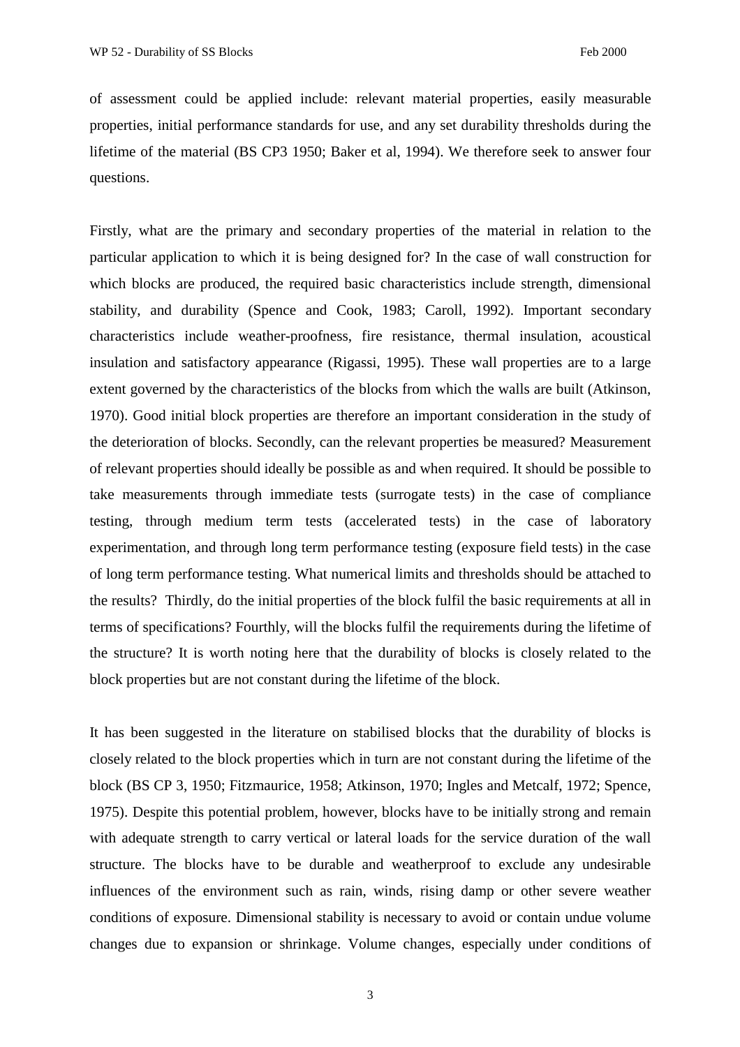of assessment could be applied include: relevant material properties, easily measurable properties, initial performance standards for use, and any set durability thresholds during the lifetime of the material (BS CP3 1950; Baker et al, 1994). We therefore seek to answer four questions.

Firstly, what are the primary and secondary properties of the material in relation to the particular application to which it is being designed for? In the case of wall construction for which blocks are produced, the required basic characteristics include strength, dimensional stability, and durability (Spence and Cook, 1983; Caroll, 1992). Important secondary characteristics include weather-proofness, fire resistance, thermal insulation, acoustical insulation and satisfactory appearance (Rigassi, 1995). These wall properties are to a large extent governed by the characteristics of the blocks from which the walls are built (Atkinson, 1970). Good initial block properties are therefore an important consideration in the study of the deterioration of blocks. Secondly, can the relevant properties be measured? Measurement of relevant properties should ideally be possible as and when required. It should be possible to take measurements through immediate tests (surrogate tests) in the case of compliance testing, through medium term tests (accelerated tests) in the case of laboratory experimentation, and through long term performance testing (exposure field tests) in the case of long term performance testing. What numerical limits and thresholds should be attached to the results? Thirdly, do the initial properties of the block fulfil the basic requirements at all in terms of specifications? Fourthly, will the blocks fulfil the requirements during the lifetime of the structure? It is worth noting here that the durability of blocks is closely related to the block properties but are not constant during the lifetime of the block.

It has been suggested in the literature on stabilised blocks that the durability of blocks is closely related to the block properties which in turn are not constant during the lifetime of the block (BS CP 3, 1950; Fitzmaurice, 1958; Atkinson, 1970; Ingles and Metcalf, 1972; Spence, 1975). Despite this potential problem, however, blocks have to be initially strong and remain with adequate strength to carry vertical or lateral loads for the service duration of the wall structure. The blocks have to be durable and weatherproof to exclude any undesirable influences of the environment such as rain, winds, rising damp or other severe weather conditions of exposure. Dimensional stability is necessary to avoid or contain undue volume changes due to expansion or shrinkage. Volume changes, especially under conditions of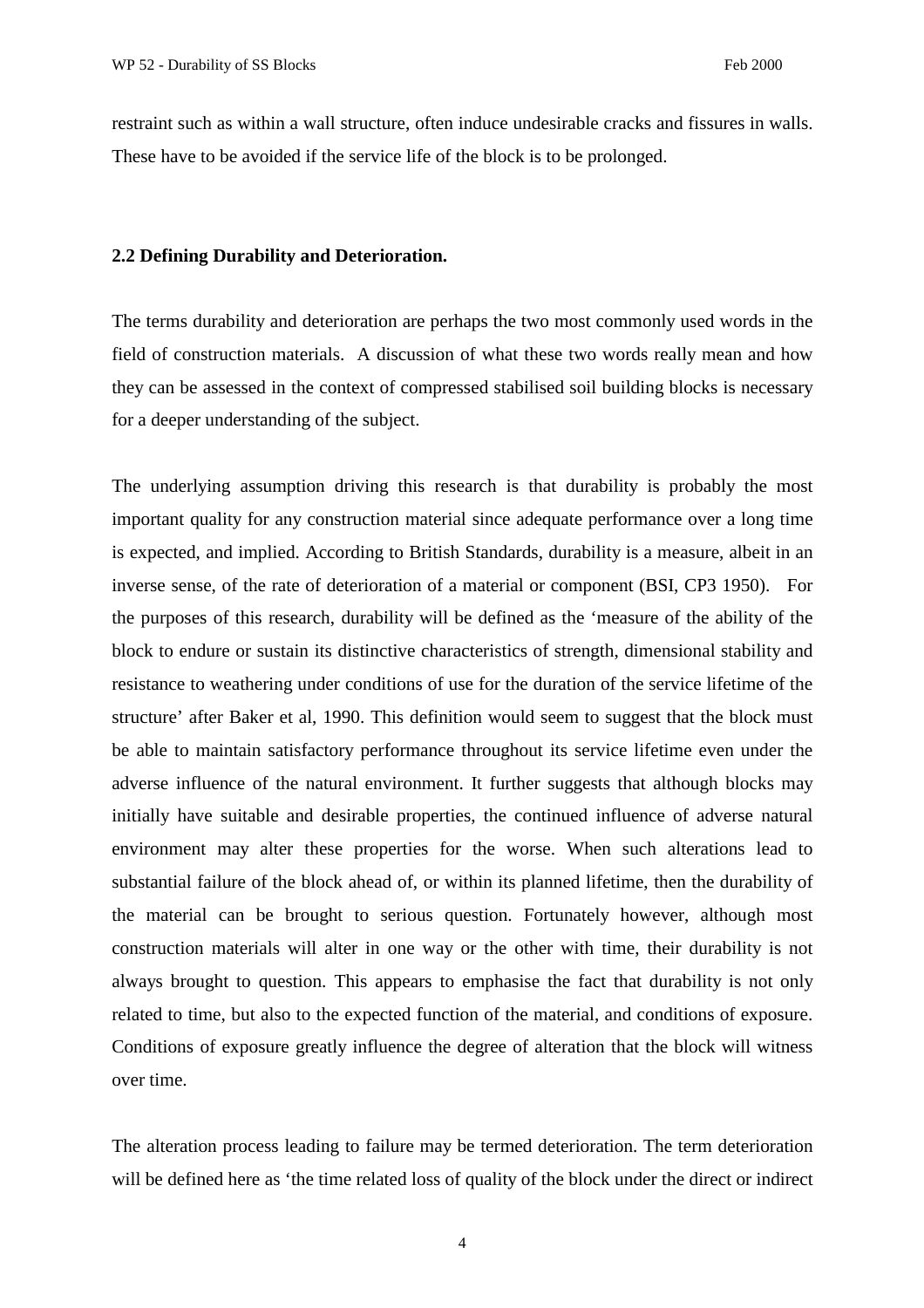restraint such as within a wall structure, often induce undesirable cracks and fissures in walls. These have to be avoided if the service life of the block is to be prolonged.

### 2.2 Defining Durability and Deterioration.

The terms durability and deterioration are perhaps the two most commonly used words in the field of construction materials. A discussion of what these two words really mean and how they can be assessed in the context of compressed stabilised soil building blocks is necessary for a deeper understanding of the subject.

The underlying assumption driving this research is that durability is probably the most important quality for any construction material since adequate performance over a long time is expected, and implied. According to British Standards, durability is a measure, albeit in an inverse sense, of the rate of deterioration of a material or component (BSI, CP3 1950). For the purposes of this research, durability will be defined as the 'measure of the ability of the block to endure or sustain its distinctive characteristics of strength, dimensional stability and resistance to weathering under conditions of use for the duration of the service lifetime of the structure' after Baker et al, 1990. This definition would seem to suggest that the block must be able to maintain satisfactory performance throughout its service lifetime even under the adverse influence of the natural environment. It further suggests that although blocks may initially have suitable and desirable properties, the continued influence of adverse natural environment may alter these properties for the worse. When such alterations lead to substantial failure of the block ahead of, or within its planned lifetime, then the durability of the material can be brought to serious question. Fortunately however, although most construction materials will alter in one way or the other with time, their durability is not always brought to question. This appears to emphasise the fact that durability is not only related to time, but also to the expected function of the material, and conditions of exposure. Conditions of exposure greatly influence the degree of alteration that the block will witness over time.

The alteration process leading to failure may be termed deterioration. The term deterioration will be defined here as 'the time related loss of quality of the block under the direct or indirect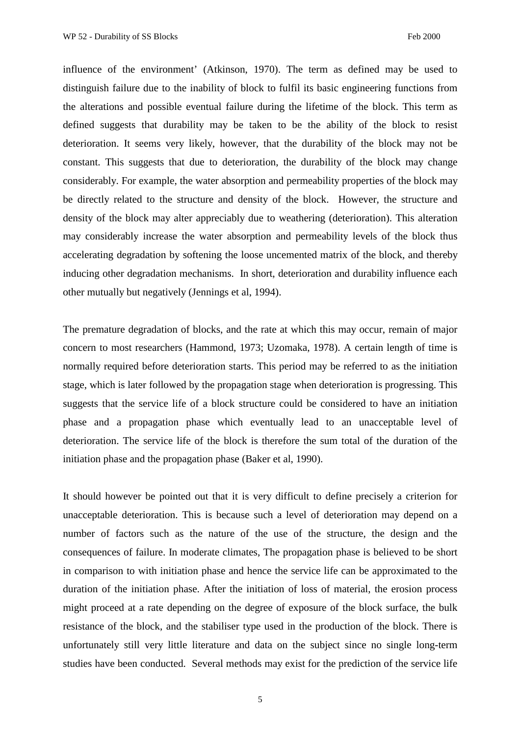influence of the environment' (Atkinson, 1970). The term as defined may be used to distinguish failure due to the inability of block to fulfil its basic engineering functions from the alterations and possible eventual failure during the lifetime of the block. This term as defined suggests that durability may be taken to be the ability of the block to resist deterioration. It seems very likely, however, that the durability of the block may not be constant. This suggests that due to deterioration, the durability of the block may change considerably. For example, the water absorption and permeability properties of the block may be directly related to the structure and density of the block. However, the structure and density of the block may alter appreciably due to weathering (deterioration). This alteration may considerably increase the water absorption and permeability levels of the block thus accelerating degradation by softening the loose uncemented matrix of the block, and thereby inducing other degradation mechanisms. In short, deterioration and durability influence each other mutually but negatively (Jennings et al, 1994).

The premature degradation of blocks, and the rate at which this may occur, remain of major concern to most researchers (Hammond, 1973; Uzomaka, 1978). A certain length of time is normally required before deterioration starts. This period may be referred to as the initiation stage, which is later followed by the propagation stage when deterioration is progressing. This suggests that the service life of a block structure could be considered to have an initiation phase and a propagation phase which eventually lead to an unacceptable level of deterioration. The service life of the block is therefore the sum total of the duration of the initiation phase and the propagation phase (Baker et al, 1990).

It should however be pointed out that it is very difficult to define precisely a criterion for unacceptable deterioration. This is because such a level of deterioration may depend on a number of factors such as the nature of the use of the structure, the design and the consequences of failure. In moderate climates, The propagation phase is believed to be short in comparison to with initiation phase and hence the service life can be approximated to the duration of the initiation phase. After the initiation of loss of material, the erosion process might proceed at a rate depending on the degree of exposure of the block surface, the bulk resistance of the block, and the stabiliser type used in the production of the block. There is unfortunately still very little literature and data on the subject since no single long-term studies have been conducted. Several methods may exist for the prediction of the service life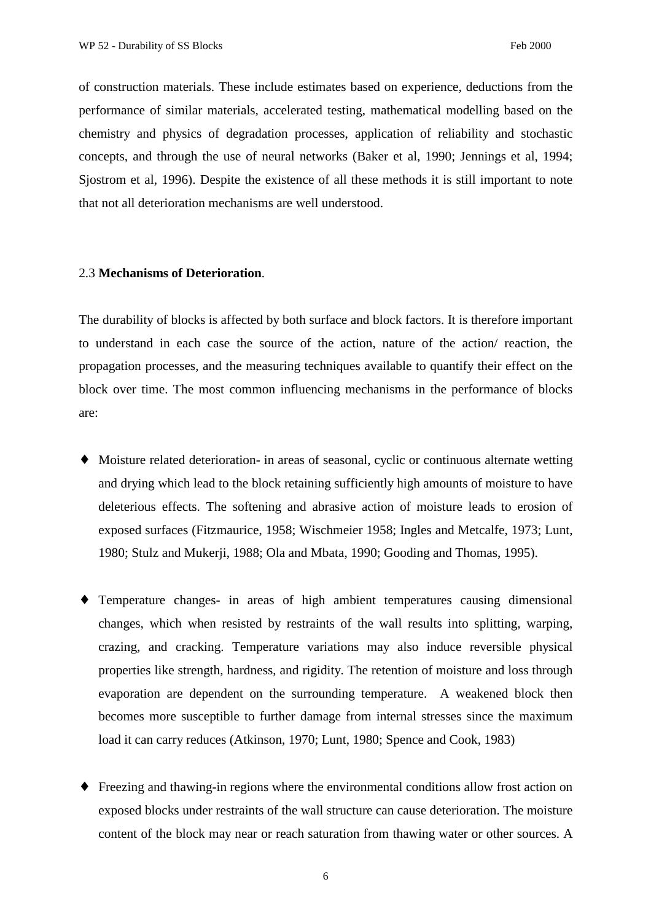of construction materials. These include estimates based on experience, deductions from the performance of similar materials, accelerated testing, mathematical modelling based on the chemistry and physics of degradation processes, application of reliability and stochastic concepts, and through the use of neural networks (Baker et al, 1990; Jennings et al, 1994; Sjostrom et al, 1996). Despite the existence of all these methods it is still important to note that not all deterioration mechanisms are well understood.

## 2.3 **Mechanisms of Deterioration**.

The durability of blocks is affected by both surface and block factors. It is therefore important to understand in each case the source of the action, nature of the action/ reaction, the propagation processes, and the measuring techniques available to quantify their effect on the block over time. The most common influencing mechanisms in the performance of blocks are:

- Moisture related deterioration- in areas of seasonal, cyclic or continuous alternate wetting and drying which lead to the block retaining sufficiently high amounts of moisture to have deleterious effects. The softening and abrasive action of moisture leads to erosion of exposed surfaces (Fitzmaurice, 1958; Wischmeier 1958; Ingles and Metcalfe, 1973; Lunt, 1980; Stulz and Mukerji, 1988; Ola and Mbata, 1990; Gooding and Thomas, 1995).

- Temperature changes- in areas of high ambient temperatures causing dimensional changes, which when resisted by restraints of the wall results into splitting, warping, crazing, and cracking. Temperature variations may also induce reversible physical properties like strength, hardness, and rigidity. The retention of moisture and loss through evaporation are dependent on the surrounding temperature. A weakened block then becomes more susceptible to further damage from internal stresses since the maximum load it can carry reduces (Atkinson, 1970; Lunt, 1980; Spence and Cook, 1983)

- Freezing and thawing-in regions where the environmental conditions allow frost action on exposed blocks under restraints of the wall structure can cause deterioration. The moisture content of the block may near or reach saturation from thawing water or other sources. A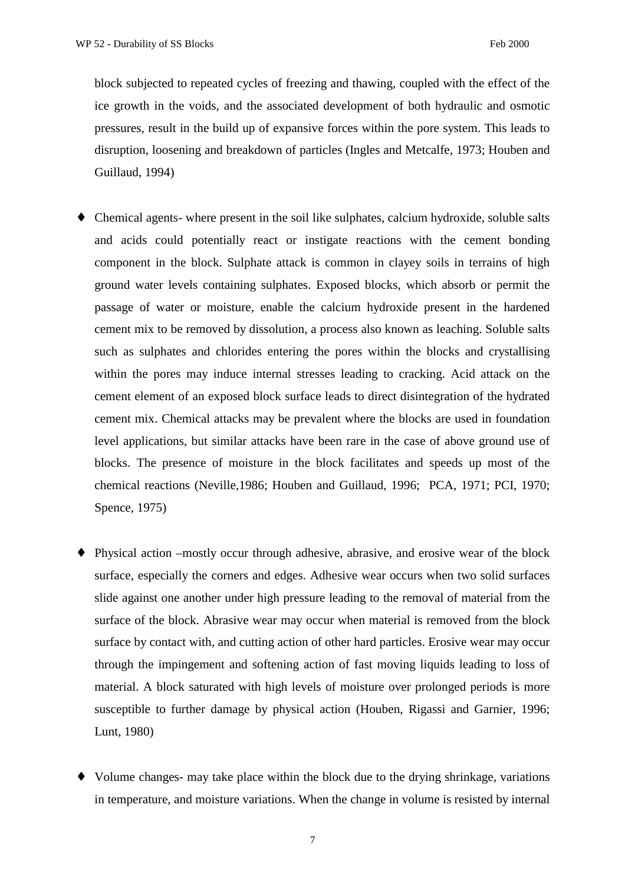block subjected to repeated cycles of freezing and thawing, coupled with the effect of the ice growth in the voids, and the associated development of both hydraulic and osmotic pressures, result in the build up of expansive forces within the pore system. This leads to disruption, loosening and breakdown of particles (Ingles and Metcalfe, 1973; Houben and Guillaud, 1994)

- Chemical agents- where present in the soil like sulphates, calcium hydroxide, soluble salts and acids could potentially react or instigate reactions with the cement bonding component in the block. Sulphate attack is common in clayey soils in terrains of high ground water levels containing sulphates. Exposed blocks, which absorb or permit the passage of water or moisture, enable the calcium hydroxide present in the hardened cement mix to be removed by dissolution, a process also known as leaching. Soluble salts such as sulphates and chlorides entering the pores within the blocks and crystallising within the pores may induce internal stresses leading to cracking. Acid attack on the cement element of an exposed block surface leads to direct disintegration of the hydrated cement mix. Chemical attacks may be prevalent where the blocks are used in foundation level applications, but similar attacks have been rare in the case of above ground use of blocks. The presence of moisture in the block facilitates and speeds up most of the chemical reactions (Neville,1986; Houben and Guillaud, 1996; PCA, 1971; PCI, 1970; Spence, 1975)

- Physical action –mostly occur through adhesive, abrasive, and erosive wear of the block surface, especially the corners and edges. Adhesive wear occurs when two solid surfaces slide against one another under high pressure leading to the removal of material from the surface of the block. Abrasive wear may occur when material is removed from the block surface by contact with, and cutting action of other hard particles. Erosive wear may occur through the impingement and softening action of fast moving liquids leading to loss of material. A block saturated with high levels of moisture over prolonged periods is more susceptible to further damage by physical action (Houben, Rigassi and Garnier, 1996; Lunt, 1980)

- Volume changes- may take place within the block due to the drying shrinkage, variations in temperature, and moisture variations. When the change in volume is resisted by internal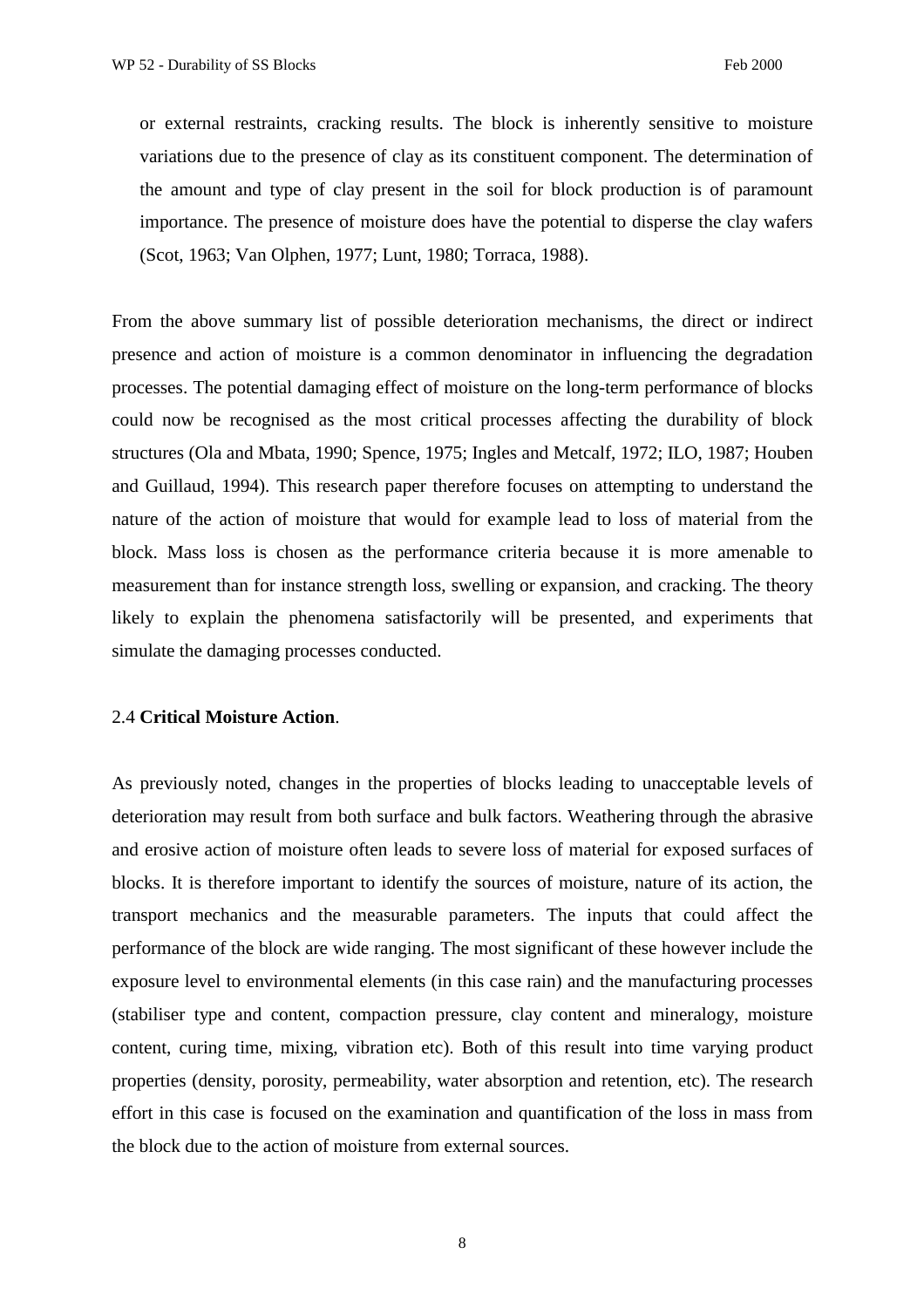or external restraints, cracking results. The block is inherently sensitive to moisture variations due to the presence of clay as its constituent component. The determination of the amount and type of clay present in the soil for block production is of paramount importance. The presence of moisture does have the potential to disperse the clay wafers (Scot, 1963; Van Olphen, 1977; Lunt, 1980; Torraca, 1988).

From the above summary list of possible deterioration mechanisms, the direct or indirect presence and action of moisture is a common denominator in influencing the degradation processes. The potential damaging effect of moisture on the long-term performance of blocks could now be recognised as the most critical processes affecting the durability of block structures (Ola and Mbata, 1990; Spence, 1975; Ingles and Metcalf, 1972; ILO, 1987; Houben and Guillaud, 1994). This research paper therefore focuses on attempting to understand the nature of the action of moisture that would for example lead to loss of material from the block. Mass loss is chosen as the performance criteria because it is more amenable to measurement than for instance strength loss, swelling or expansion, and cracking. The theory likely to explain the phenomena satisfactorily will be presented, and experiments that simulate the damaging processes conducted.

### 2.4 **Critical Moisture Action**.

As previously noted, changes in the properties of blocks leading to unacceptable levels of deterioration may result from both surface and bulk factors. Weathering through the abrasive and erosive action of moisture often leads to severe loss of material for exposed surfaces of blocks. It is therefore important to identify the sources of moisture, nature of its action, the transport mechanics and the measurable parameters. The inputs that could affect the performance of the block are wide ranging. The most significant of these however include the exposure level to environmental elements (in this case rain) and the manufacturing processes (stabiliser type and content, compaction pressure, clay content and mineralogy, moisture content, curing time, mixing, vibration etc). Both of this result into time varying product properties (density, porosity, permeability, water absorption and retention, etc). The research effort in this case is focused on the examination and quantification of the loss in mass from the block due to the action of moisture from external sources.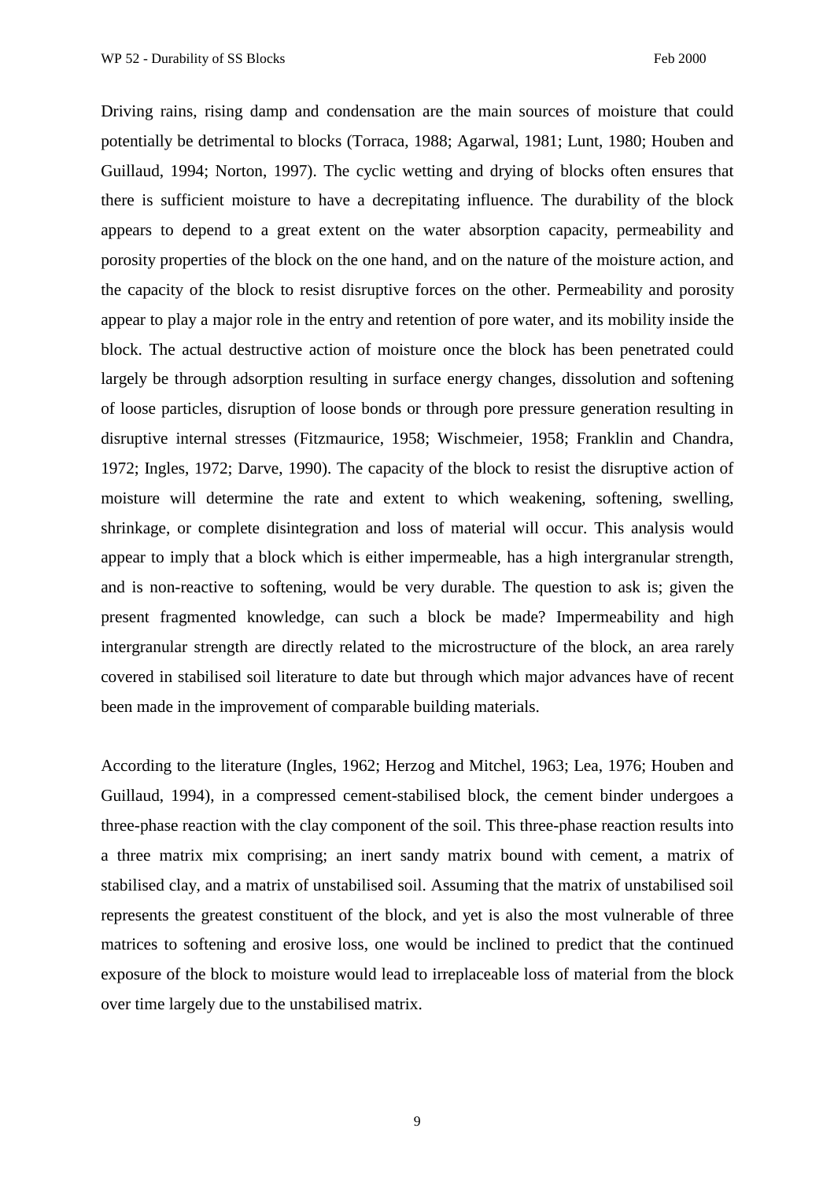Driving rains, rising damp and condensation are the main sources of moisture that could potentially be detrimental to blocks (Torraca, 1988; Agarwal, 1981; Lunt, 1980; Houben and Guillaud, 1994; Norton, 1997). The cyclic wetting and drying of blocks often ensures that there is sufficient moisture to have a decrepitating influence. The durability of the block appears to depend to a great extent on the water absorption capacity, permeability and porosity properties of the block on the one hand, and on the nature of the moisture action, and the capacity of the block to resist disruptive forces on the other. Permeability and porosity appear to play a major role in the entry and retention of pore water, and its mobility inside the block. The actual destructive action of moisture once the block has been penetrated could largely be through adsorption resulting in surface energy changes, dissolution and softening of loose particles, disruption of loose bonds or through pore pressure generation resulting in disruptive internal stresses (Fitzmaurice, 1958; Wischmeier, 1958; Franklin and Chandra, 1972; Ingles, 1972; Darve, 1990). The capacity of the block to resist the disruptive action of moisture will determine the rate and extent to which weakening, softening, swelling, shrinkage, or complete disintegration and loss of material will occur. This analysis would appear to imply that a block which is either impermeable, has a high intergranular strength, and is non-reactive to softening, would be very durable. The question to ask is; given the present fragmented knowledge, can such a block be made? Impermeability and high intergranular strength are directly related to the microstructure of the block, an area rarely covered in stabilised soil literature to date but through which major advances have of recent been made in the improvement of comparable building materials.

According to the literature (Ingles, 1962; Herzog and Mitchel, 1963; Lea, 1976; Houben and Guillaud, 1994), in a compressed cement-stabilised block, the cement binder undergoes a three-phase reaction with the clay component of the soil. This three-phase reaction results into a three matrix mix comprising; an inert sandy matrix bound with cement, a matrix of stabilised clay, and a matrix of unstabilised soil. Assuming that the matrix of unstabilised soil represents the greatest constituent of the block, and yet is also the most vulnerable of three matrices to softening and erosive loss, one would be inclined to predict that the continued exposure of the block to moisture would lead to irreplaceable loss of material from the block over time largely due to the unstabilised matrix.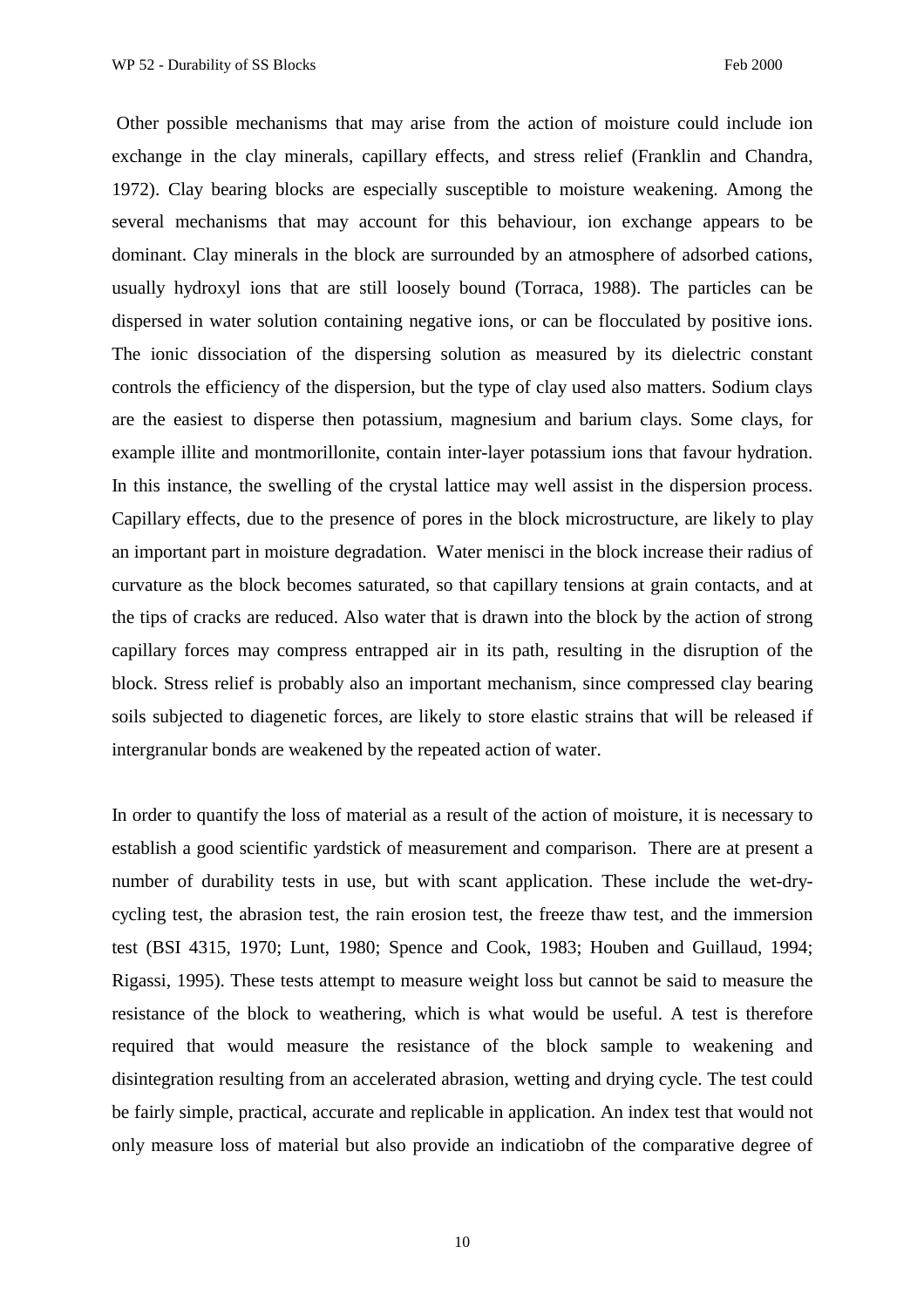Other possible mechanisms that may arise from the action of moisture could include ion exchange in the clay minerals, capillary effects, and stress relief (Franklin and Chandra, 1972). Clay bearing blocks are especially susceptible to moisture weakening. Among the several mechanisms that may account for this behaviour, ion exchange appears to be dominant. Clay minerals in the block are surrounded by an atmosphere of adsorbed cations, usually hydroxyl ions that are still loosely bound (Torraca, 1988). The particles can be dispersed in water solution containing negative ions, or can be flocculated by positive ions. The ionic dissociation of the dispersing solution as measured by its dielectric constant controls the efficiency of the dispersion, but the type of clay used also matters. Sodium clays are the easiest to disperse then potassium, magnesium and barium clays. Some clays, for example illite and montmorillonite, contain inter-layer potassium ions that favour hydration. In this instance, the swelling of the crystal lattice may well assist in the dispersion process. Capillary effects, due to the presence of pores in the block microstructure, are likely to play an important part in moisture degradation. Water menisci in the block increase their radius of curvature as the block becomes saturated, so that capillary tensions at grain contacts, and at the tips of cracks are reduced. Also water that is drawn into the block by the action of strong capillary forces may compress entrapped air in its path, resulting in the disruption of the block. Stress relief is probably also an important mechanism, since compressed clay bearing soils subjected to diagenetic forces, are likely to store elastic strains that will be released if intergranular bonds are weakened by the repeated action of water.

In order to quantify the loss of material as a result of the action of moisture, it is necessary to establish a good scientific yardstick of measurement and comparison. There are at present a number of durability tests in use, but with scant application. These include the wet-dry-cycling test, the abrasion test, the rain erosion test, the freeze thaw test, and the immersion test (BSI 4315, 1970; Lunt, 1980; Spence and Cook, 1983; Houben and Guillaud, 1994; Rigassi, 1995). These tests attempt to measure weight loss but cannot be said to measure the resistance of the block to weathering, which is what would be useful. A test is therefore required that would measure the resistance of the block sample to weakening and disintegration resulting from an accelerated abrasion, wetting and drying cycle. The test could be fairly simple, practical, accurate and replicable in application. An index test that would not only measure loss of material but also provide an indicatiobn of the comparative degree of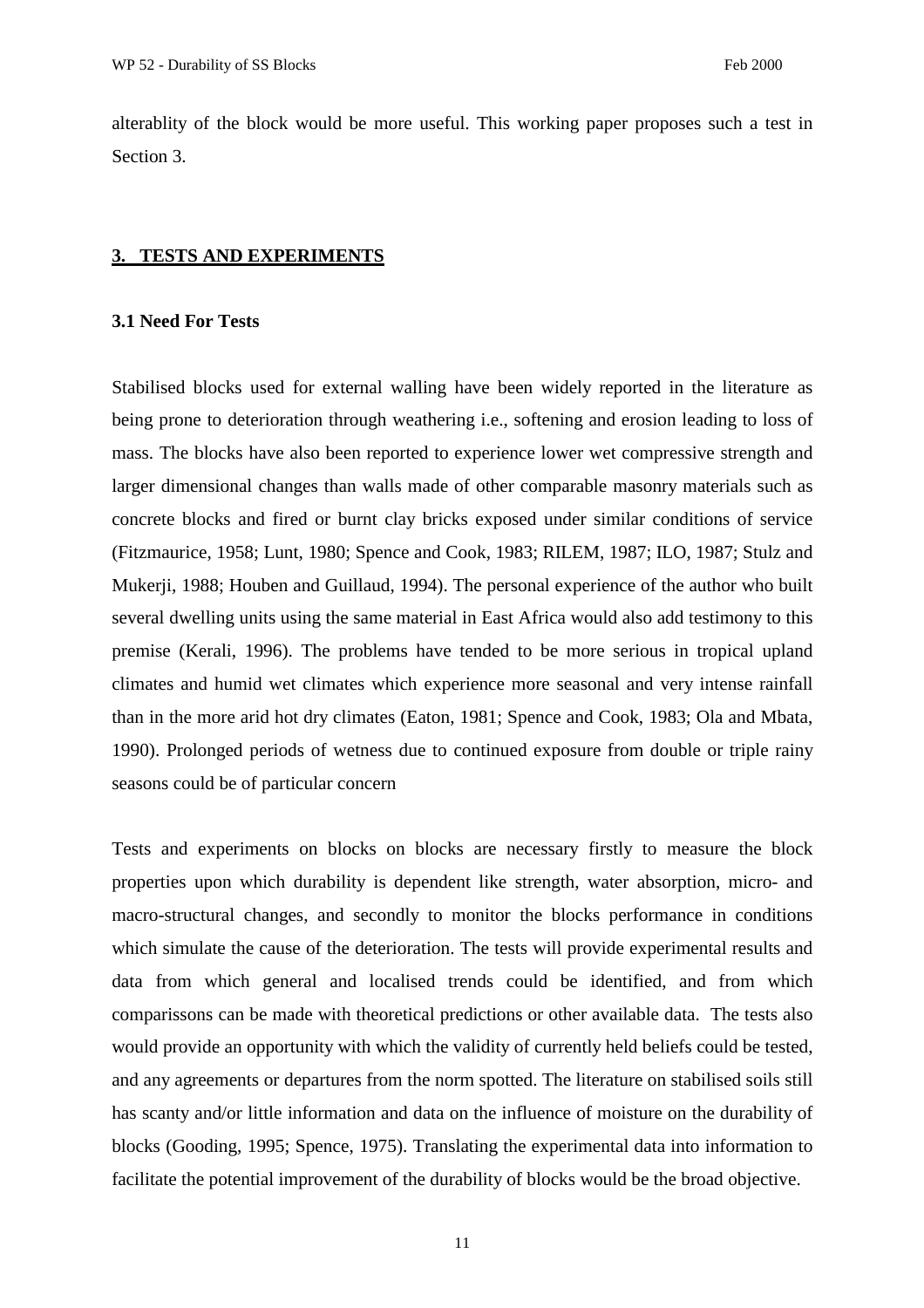alterablity of the block would be more useful. This working paper proposes such a test in Section 3.

## 3. TESTS AND EXPERIMENTS

### 3.1 Need For Tests

Stabilised blocks used for external walling have been widely reported in the literature as being prone to deterioration through weathering i.e., softening and erosion leading to loss of mass. The blocks have also been reported to experience lower wet compressive strength and larger dimensional changes than walls made of other comparable masonry materials such as concrete blocks and fired or burnt clay bricks exposed under similar conditions of service (Fitzmaurice, 1958; Lunt, 1980; Spence and Cook, 1983; RILEM, 1987; ILO, 1987; Stulz and Mukerji, 1988; Houben and Guillaud, 1994). The personal experience of the author who built several dwelling units using the same material in East Africa would also add testimony to this premise (Kerali, 1996). The problems have tended to be more serious in tropical upland climates and humid wet climates which experience more seasonal and very intense rainfall than in the more arid hot dry climates (Eaton, 1981; Spence and Cook, 1983; Ola and Mbata, 1990). Prolonged periods of wetness due to continued exposure from double or triple rainy seasons could be of particular concern

Tests and experiments on blocks on blocks are necessary firstly to measure the block properties upon which durability is dependent like strength, water absorption, micro- and macro-structural changes, and secondly to monitor the blocks performance in conditions which simulate the cause of the deterioration. The tests will provide experimental results and data from which general and localised trends could be identified, and from which comparissons can be made with theoretical predictions or other available data. The tests also would provide an opportunity with which the validity of currently held beliefs could be tested, and any agreements or departures from the norm spotted. The literature on stabilised soils still has scanty and/or little information and data on the influence of moisture on the durability of blocks (Gooding, 1995; Spence, 1975). Translating the experimental data into information to facilitate the potential improvement of the durability of blocks would be the broad objective.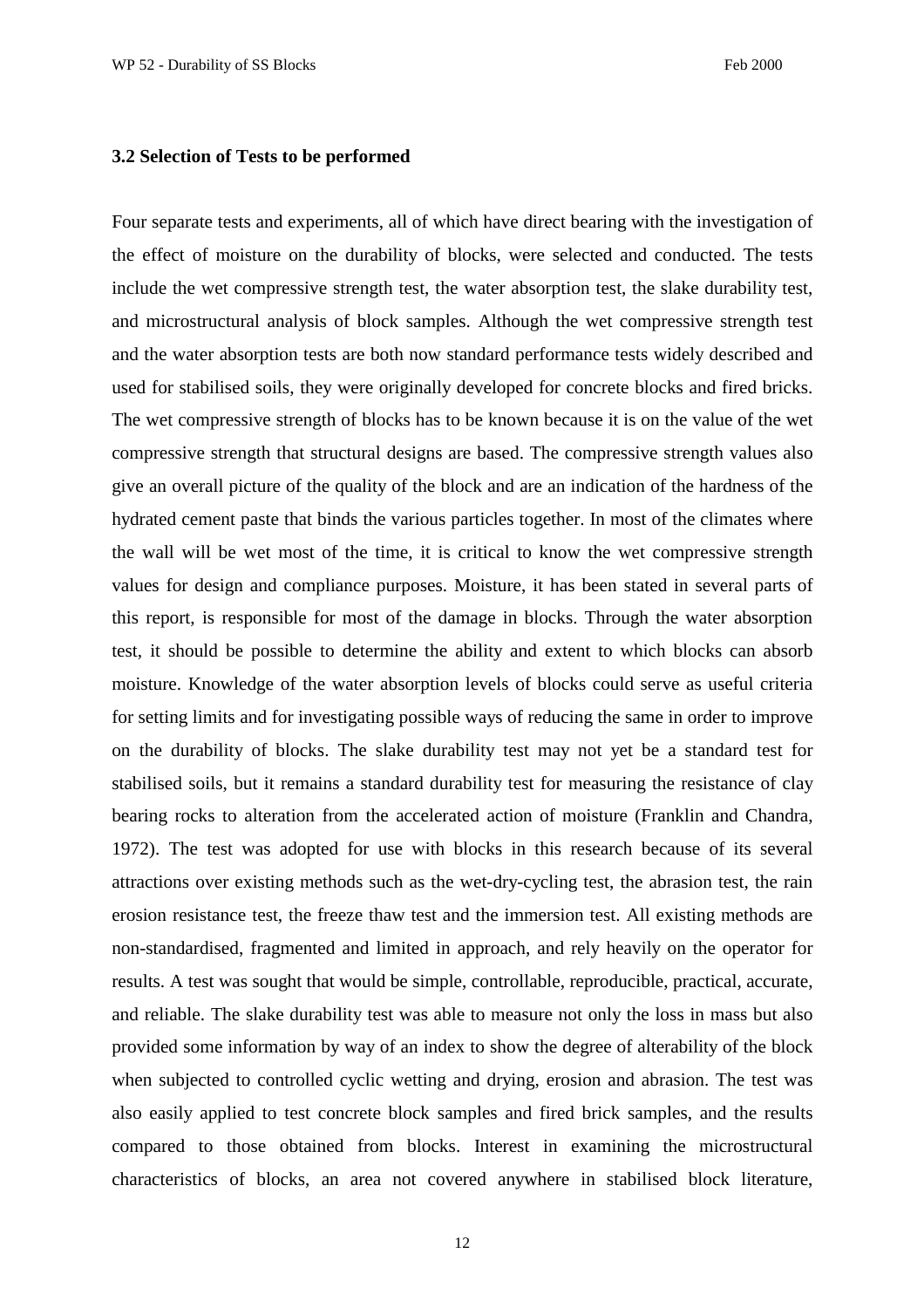### 3.2 Selection of Tests to be performed

Four separate tests and experiments, all of which have direct bearing with the investigation of the effect of moisture on the durability of blocks, were selected and conducted. The tests include the wet compressive strength test, the water absorption test, the slake durability test, and microstructural analysis of block samples. Although the wet compressive strength test and the water absorption tests are both now standard performance tests widely described and used for stabilised soils, they were originally developed for concrete blocks and fired bricks. The wet compressive strength of blocks has to be known because it is on the value of the wet compressive strength that structural designs are based. The compressive strength values also give an overall picture of the quality of the block and are an indication of the hardness of the hydrated cement paste that binds the various particles together. In most of the climates where the wall will be wet most of the time, it is critical to know the wet compressive strength values for design and compliance purposes. Moisture, it has been stated in several parts of this report, is responsible for most of the damage in blocks. Through the water absorption test, it should be possible to determine the ability and extent to which blocks can absorb moisture. Knowledge of the water absorption levels of blocks could serve as useful criteria for setting limits and for investigating possible ways of reducing the same in order to improve on the durability of blocks. The slake durability test may not yet be a standard test for stabilised soils, but it remains a standard durability test for measuring the resistance of clay bearing rocks to alteration from the accelerated action of moisture (Franklin and Chandra, 1972). The test was adopted for use with blocks in this research because of its several attractions over existing methods such as the wet-dry-cycling test, the abrasion test, the rain erosion resistance test, the freeze thaw test and the immersion test. All existing methods are non-standardised, fragmented and limited in approach, and rely heavily on the operator for results. A test was sought that would be simple, controllable, reproducible, practical, accurate, and reliable. The slake durability test was able to measure not only the loss in mass but also provided some information by way of an index to show the degree of alterability of the block when subjected to controlled cyclic wetting and drying, erosion and abrasion. The test was also easily applied to test concrete block samples and fired brick samples, and the results compared to those obtained from blocks. Interest in examining the microstructural characteristics of blocks, an area not covered anywhere in stabilised block literature,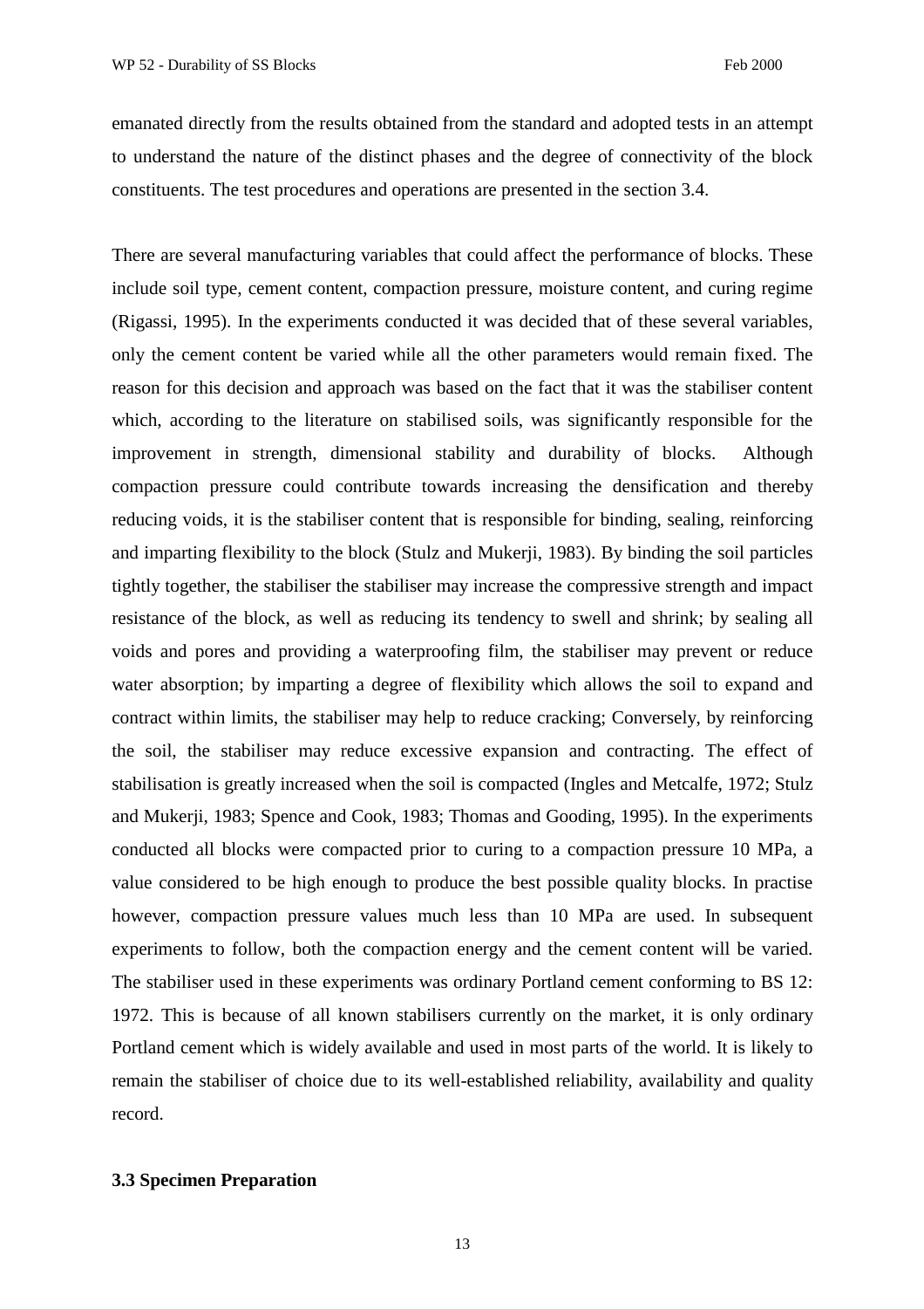emanated directly from the results obtained from the standard and adopted tests in an attempt to understand the nature of the distinct phases and the degree of connectivity of the block constituents. The test procedures and operations are presented in the section 3.4.

There are several manufacturing variables that could affect the performance of blocks. These include soil type, cement content, compaction pressure, moisture content, and curing regime (Rigassi, 1995). In the experiments conducted it was decided that of these several variables, only the cement content be varied while all the other parameters would remain fixed. The reason for this decision and approach was based on the fact that it was the stabiliser content which, according to the literature on stabilised soils, was significantly responsible for the improvement in strength, dimensional stability and durability of blocks. Although compaction pressure could contribute towards increasing the densification and thereby reducing voids, it is the stabiliser content that is responsible for binding, sealing, reinforcing and imparting flexibility to the block (Stulz and Mukerji, 1983). By binding the soil particles tightly together, the stabiliser the stabiliser may increase the compressive strength and impact resistance of the block, as well as reducing its tendency to swell and shrink; by sealing all voids and pores and providing a waterproofing film, the stabiliser may prevent or reduce water absorption; by imparting a degree of flexibility which allows the soil to expand and contract within limits, the stabiliser may help to reduce cracking; Conversely, by reinforcing the soil, the stabiliser may reduce excessive expansion and contracting. The effect of stabilisation is greatly increased when the soil is compacted (Ingles and Metcalfe, 1972; Stulz and Mukerji, 1983; Spence and Cook, 1983; Thomas and Gooding, 1995). In the experiments conducted all blocks were compacted prior to curing to a compaction pressure 10 MPa, a value considered to be high enough to produce the best possible quality blocks. In practise however, compaction pressure values much less than 10 MPa are used. In subsequent experiments to follow, both the compaction energy and the cement content will be varied. The stabiliser used in these experiments was ordinary Portland cement conforming to BS 12: 1972. This is because of all known stabilisers currently on the market, it is only ordinary Portland cement which is widely available and used in most parts of the world. It is likely to remain the stabiliser of choice due to its well-established reliability, availability and quality record.

### 3.3 Specimen Preparation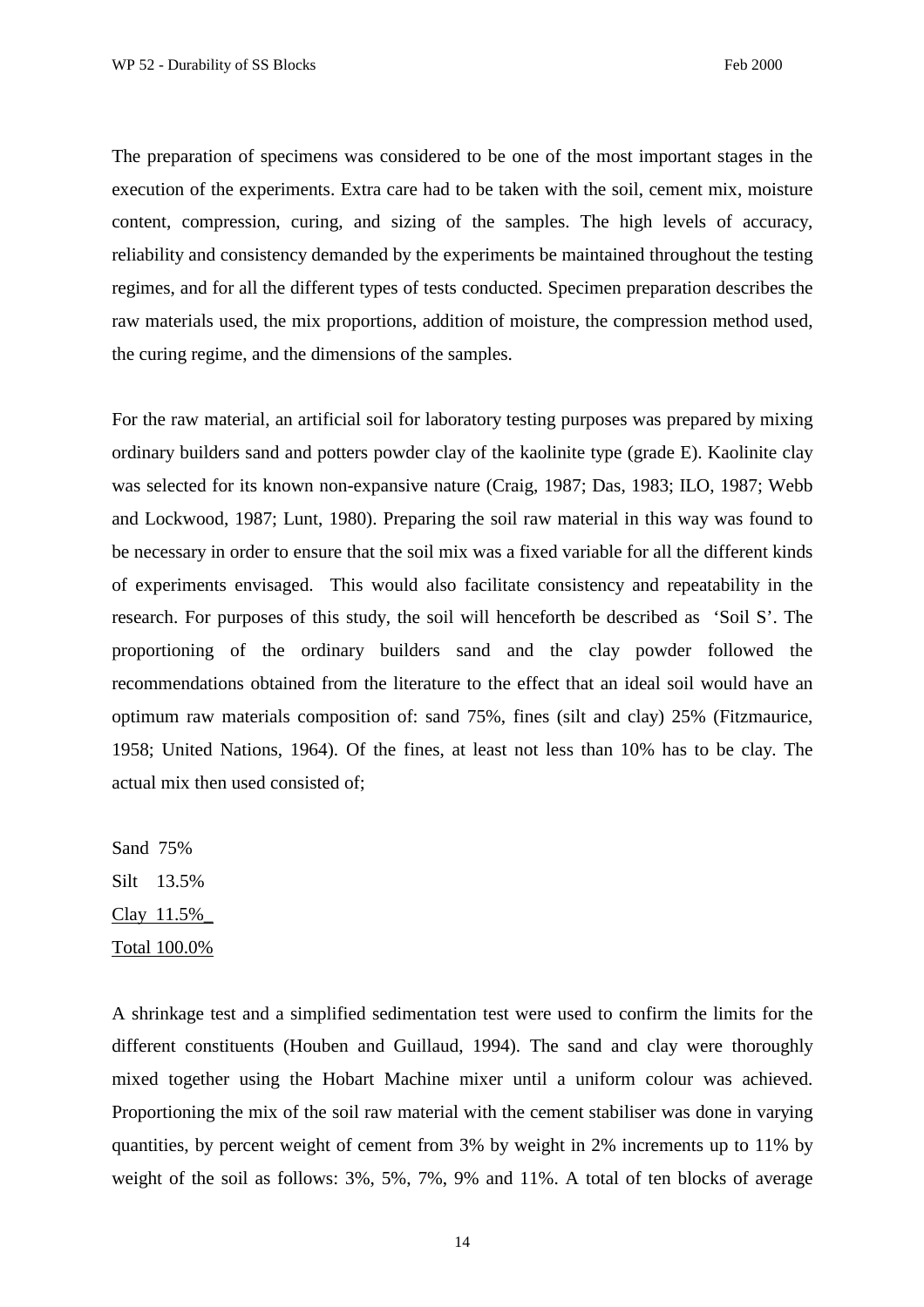The preparation of specimens was considered to be one of the most important stages in the execution of the experiments. Extra care had to be taken with the soil, cement mix, moisture content, compression, curing, and sizing of the samples. The high levels of accuracy, reliability and consistency demanded by the experiments be maintained throughout the testing regimes, and for all the different types of tests conducted. Specimen preparation describes the raw materials used, the mix proportions, addition of moisture, the compression method used, the curing regime, and the dimensions of the samples.

For the raw material, an artificial soil for laboratory testing purposes was prepared by mixing ordinary builders sand and potters powder clay of the kaolinite type (grade E). Kaolinite clay was selected for its known non-expansive nature (Craig, 1987; Das, 1983; ILO, 1987; Webb and Lockwood, 1987; Lunt, 1980). Preparing the soil raw material in this way was found to be necessary in order to ensure that the soil mix was a fixed variable for all the different kinds of experiments envisaged. This would also facilitate consistency and repeatability in the research. For purposes of this study, the soil will henceforth be described as 'Soil S'. The proportioning of the ordinary builders sand and the clay powder followed the recommendations obtained from the literature to the effect that an ideal soil would have an optimum raw materials composition of: sand 75%, fines (silt and clay) 25% (Fitzmaurice, 1958; United Nations, 1964). Of the fines, at least not less than 10% has to be clay. The actual mix then used consisted of;

Sand 75%
Silt 13.5%
Clay 11.5%
Total 100.0%

A shrinkage test and a simplified sedimentation test were used to confirm the limits for the different constituents (Houben and Guillaud, 1994). The sand and clay were thoroughly mixed together using the Hobart Machine mixer until a uniform colour was achieved. Proportioning the mix of the soil raw material with the cement stabiliser was done in varying quantities, by percent weight of cement from 3% by weight in 2% increments up to 11% by weight of the soil as follows: 3%, 5%, 7%, 9% and 11%. A total of ten blocks of average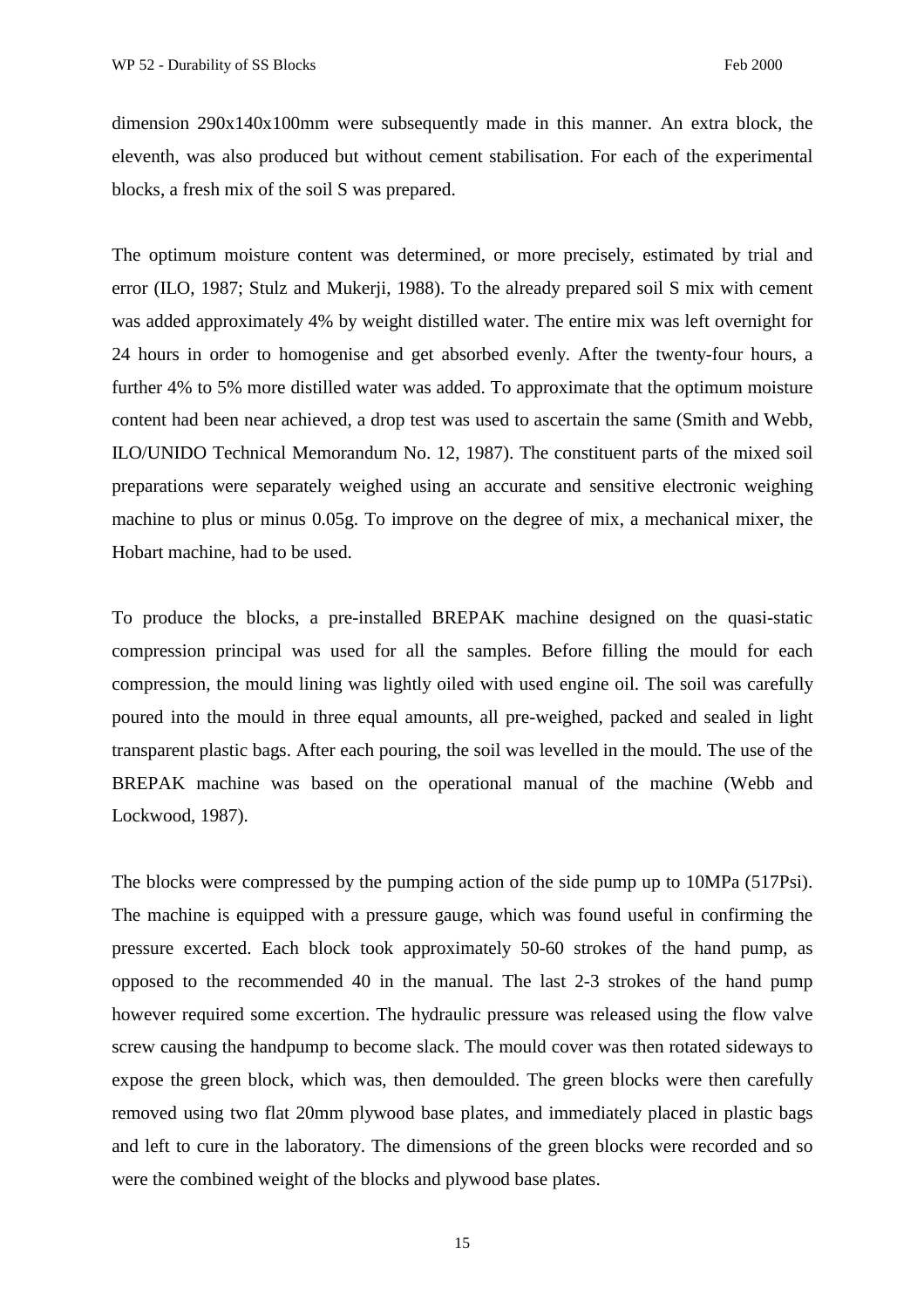dimension 290x140x100mm were subsequently made in this manner. An extra block, the eleventh, was also produced but without cement stabilisation. For each of the experimental blocks, a fresh mix of the soil S was prepared.

The optimum moisture content was determined, or more precisely, estimated by trial and error (ILO, 1987; Stulz and Mukerji, 1988). To the already prepared soil S mix with cement was added approximately 4% by weight distilled water. The entire mix was left overnight for 24 hours in order to homogenise and get absorbed evenly. After the twenty-four hours, a further 4% to 5% more distilled water was added. To approximate that the optimum moisture content had been near achieved, a drop test was used to ascertain the same (Smith and Webb, ILO/UNIDO Technical Memorandum No. 12, 1987). The constituent parts of the mixed soil preparations were separately weighed using an accurate and sensitive electronic weighing machine to plus or minus 0.05g. To improve on the degree of mix, a mechanical mixer, the Hobart machine, had to be used.

To produce the blocks, a pre-installed BREPAK machine designed on the quasi-static compression principal was used for all the samples. Before filling the mould for each compression, the mould lining was lightly oiled with used engine oil. The soil was carefully poured into the mould in three equal amounts, all pre-weighed, packed and sealed in light transparent plastic bags. After each pouring, the soil was levelled in the mould. The use of the BREPAK machine was based on the operational manual of the machine (Webb and Lockwood, 1987).

The blocks were compressed by the pumping action of the side pump up to 10MPa (517Psi). The machine is equipped with a pressure gauge, which was found useful in confirming the pressure excerted. Each block took approximately 50-60 strokes of the hand pump, as opposed to the recommended 40 in the manual. The last 2-3 strokes of the hand pump however required some excertion. The hydraulic pressure was released using the flow valve screw causing the handpump to become slack. The mould cover was then rotated sideways to expose the green block, which was, then demoulded. The green blocks were then carefully removed using two flat 20mm plywood base plates, and immediately placed in plastic bags and left to cure in the laboratory. The dimensions of the green blocks were recorded and so were the combined weight of the blocks and plywood base plates.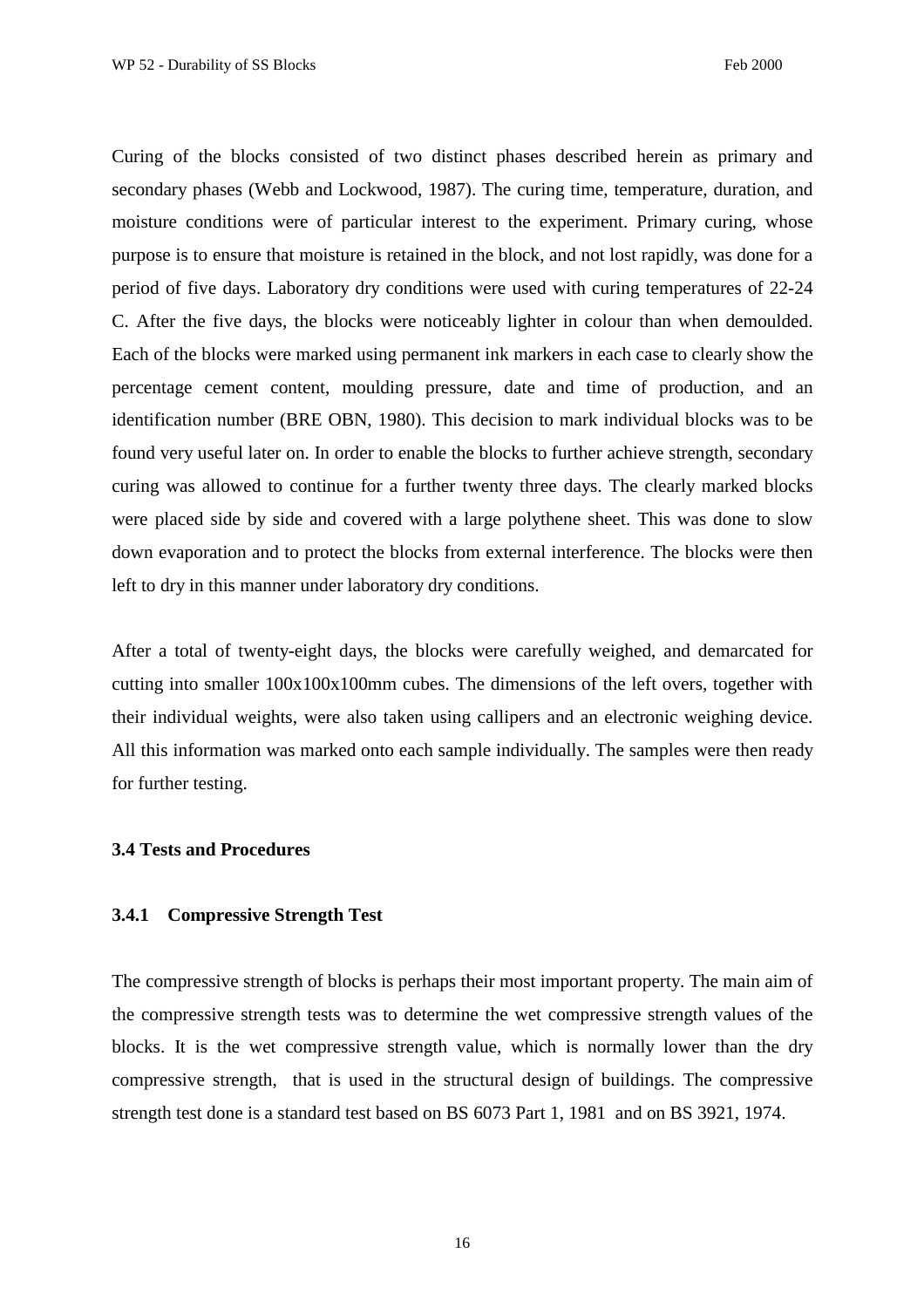Curing of the blocks consisted of two distinct phases described herein as primary and secondary phases (Webb and Lockwood, 1987). The curing time, temperature, duration, and moisture conditions were of particular interest to the experiment. Primary curing, whose purpose is to ensure that moisture is retained in the block, and not lost rapidly, was done for a period of five days. Laboratory dry conditions were used with curing temperatures of 22-24 C. After the five days, the blocks were noticeably lighter in colour than when demoulded. Each of the blocks were marked using permanent ink markers in each case to clearly show the percentage cement content, moulding pressure, date and time of production, and an identification number (BRE OBN, 1980). This decision to mark individual blocks was to be found very useful later on. In order to enable the blocks to further achieve strength, secondary curing was allowed to continue for a further twenty three days. The clearly marked blocks were placed side by side and covered with a large polythene sheet. This was done to slow down evaporation and to protect the blocks from external interference. The blocks were then left to dry in this manner under laboratory dry conditions.

After a total of twenty-eight days, the blocks were carefully weighed, and demarcated for cutting into smaller 100x100x100mm cubes. The dimensions of the left overs, together with their individual weights, were also taken using callipers and an electronic weighing device. All this information was marked onto each sample individually. The samples were then ready for further testing.

### 3.4 Tests and Procedures

#### 3.4.1 Compressive Strength Test

The compressive strength of blocks is perhaps their most important property. The main aim of the compressive strength tests was to determine the wet compressive strength values of the blocks. It is the wet compressive strength value, which is normally lower than the dry compressive strength, that is used in the structural design of buildings. The compressive strength test done is a standard test based on BS 6073 Part 1, 1981 and on BS 3921, 1974.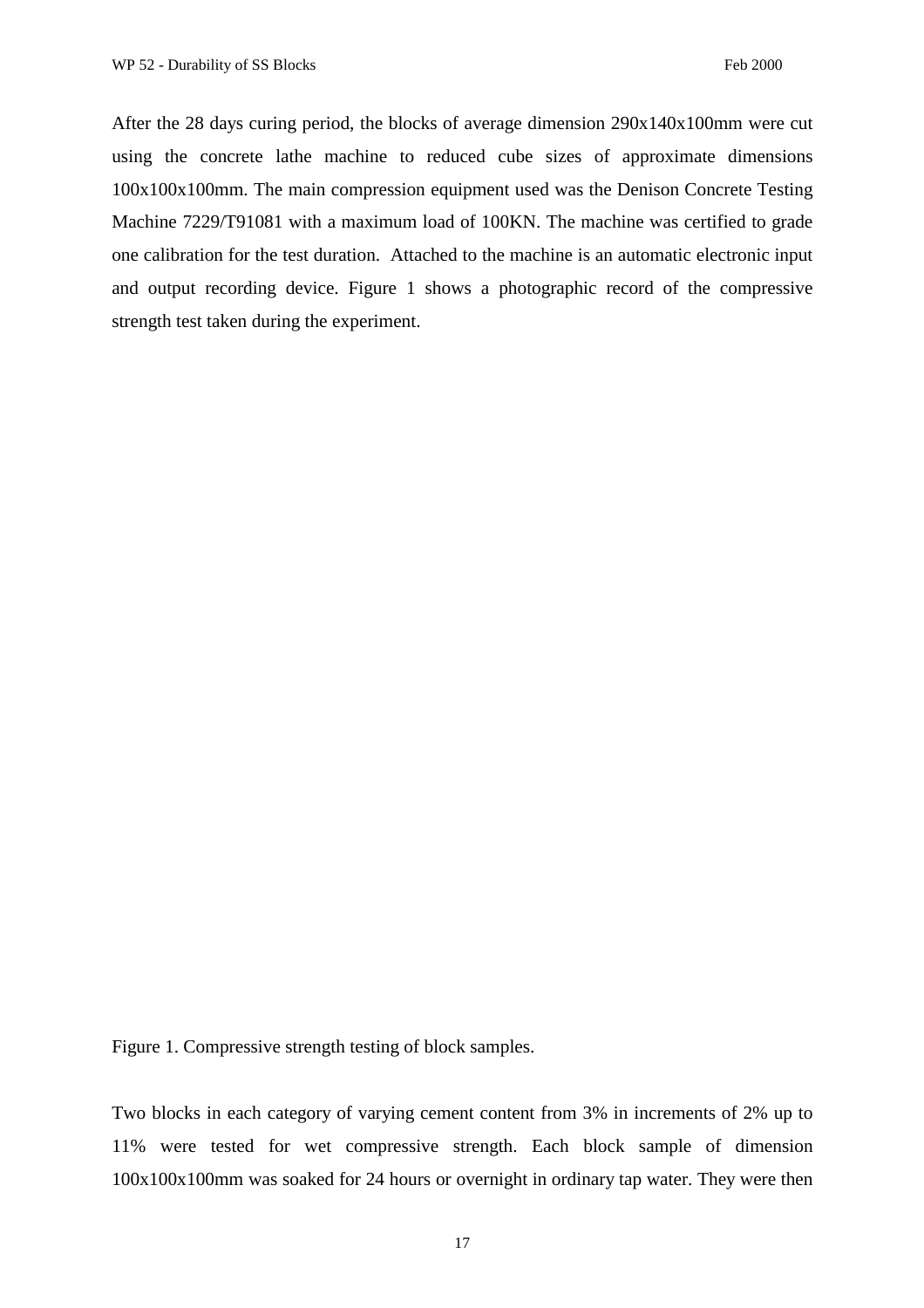After the 28 days curing period, the blocks of average dimension 290x140x100mm were cut using the concrete lathe machine to reduced cube sizes of approximate dimensions 100x100x100mm. The main compression equipment used was the Denison Concrete Testing Machine 7229/T91081 with a maximum load of 100KN. The machine was certified to grade one calibration for the test duration. Attached to the machine is an automatic electronic input and output recording device. Figure 1 shows a photographic record of the compressive strength test taken during the experiment.

Figure 1. Compressive strength testing of block samples.

Two blocks in each category of varying cement content from 3% in increments of 2% up to 11% were tested for wet compressive strength. Each block sample of dimension 100x100x100mm was soaked for 24 hours or overnight in ordinary tap water. They were then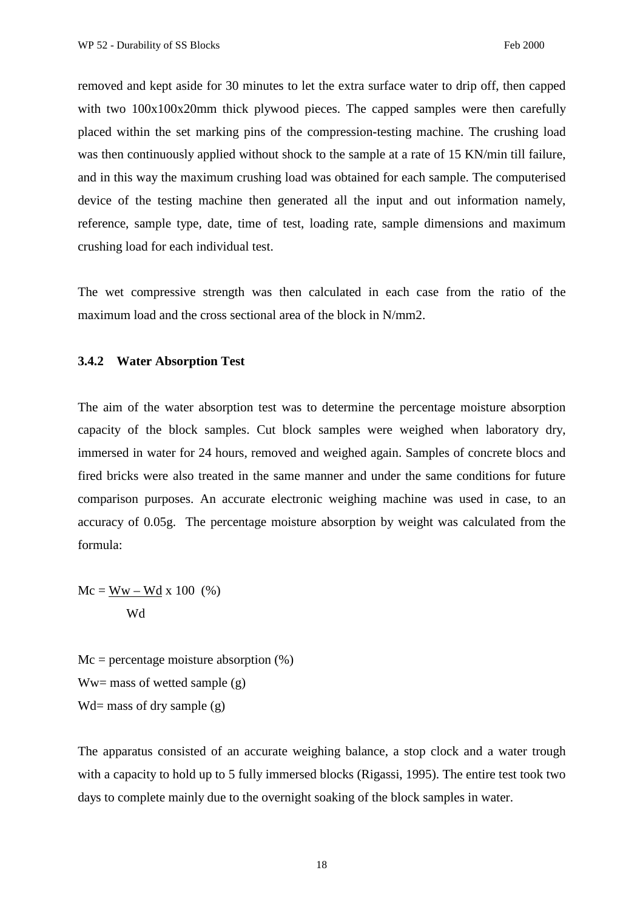removed and kept aside for 30 minutes to let the extra surface water to drip off, then capped with two 100x100x20mm thick plywood pieces. The capped samples were then carefully placed within the set marking pins of the compression-testing machine. The crushing load was then continuously applied without shock to the sample at a rate of 15 KN/min till failure, and in this way the maximum crushing load was obtained for each sample. The computerised device of the testing machine then generated all the input and out information namely, reference, sample type, date, time of test, loading rate, sample dimensions and maximum crushing load for each individual test.

The wet compressive strength was then calculated in each case from the ratio of the maximum load and the cross sectional area of the block in N/mm2.

### 3.4.2 Water Absorption Test

The aim of the water absorption test was to determine the percentage moisture absorption capacity of the block samples. Cut block samples were weighed when laboratory dry, immersed in water for 24 hours, removed and weighed again. Samples of concrete blocs and fired bricks were also treated in the same manner and under the same conditions for future comparison purposes. An accurate electronic weighing machine was used in case, to an accuracy of 0.05g. The percentage moisture absorption by weight was calculated from the formula:

$$Mc = \frac{Ww - Wd}{Wd} \times 100 \ (\%)$$

Mc = percentage moisture absorption (%)
Ww= mass of wetted sample (g)
Wd= mass of dry sample (g)

The apparatus consisted of an accurate weighing balance, a stop clock and a water trough with a capacity to hold up to 5 fully immersed blocks (Rigassi, 1995). The entire test took two days to complete mainly due to the overnight soaking of the block samples in water.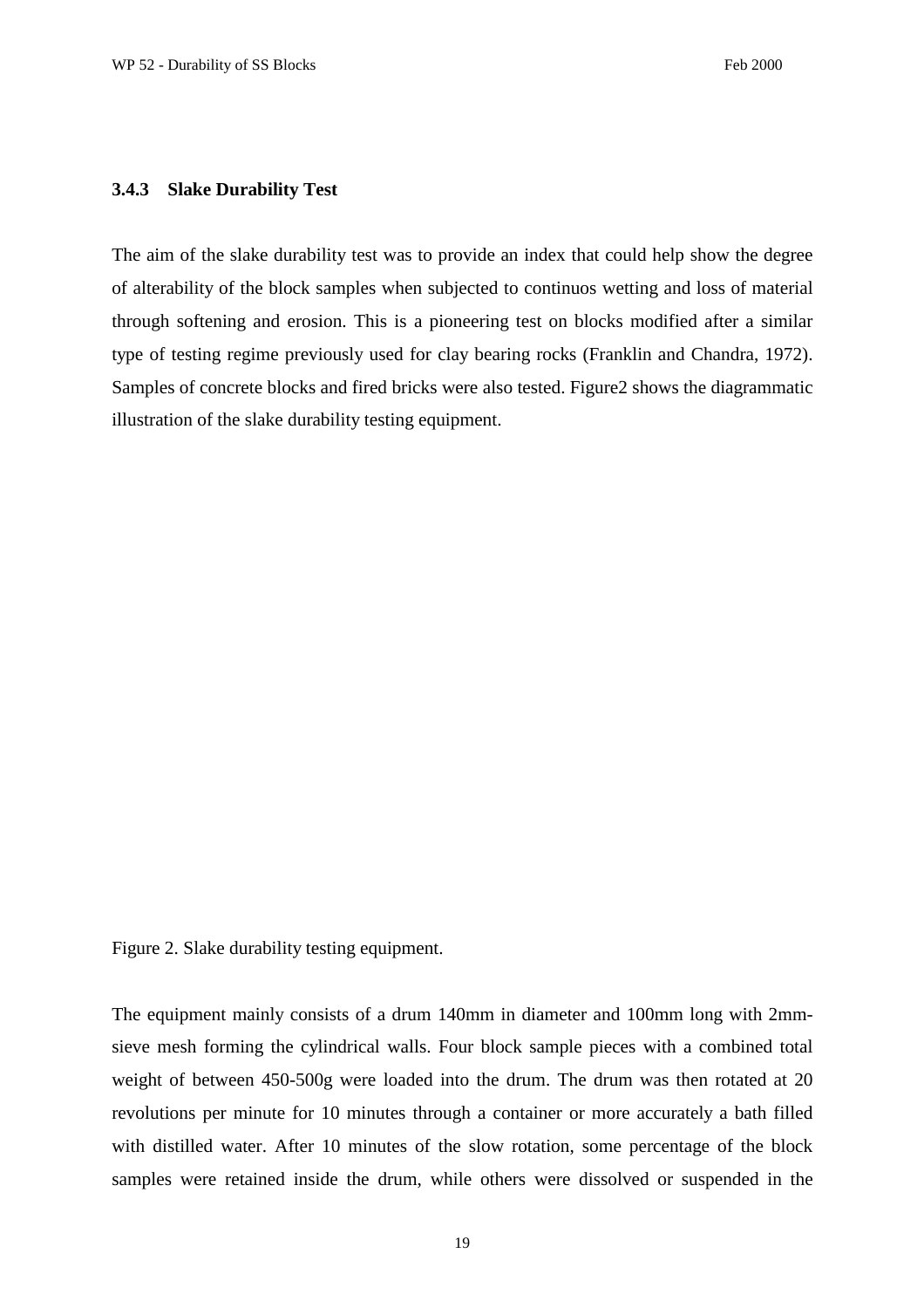### 3.4.3 Slake Durability Test

The aim of the slake durability test was to provide an index that could help show the degree of alterability of the block samples when subjected to continuos wetting and loss of material through softening and erosion. This is a pioneering test on blocks modified after a similar type of testing regime previously used for clay bearing rocks (Franklin and Chandra, 1972). Samples of concrete blocks and fired bricks were also tested. Figure2 shows the diagrammatic illustration of the slake durability testing equipment.

Figure 2. Slake durability testing equipment.

The equipment mainly consists of a drum 140mm in diameter and 100mm long with 2mm-sieve mesh forming the cylindrical walls. Four block sample pieces with a combined total weight of between 450-500g were loaded into the drum. The drum was then rotated at 20 revolutions per minute for 10 minutes through a container or more accurately a bath filled with distilled water. After 10 minutes of the slow rotation, some percentage of the block samples were retained inside the drum, while others were dissolved or suspended in the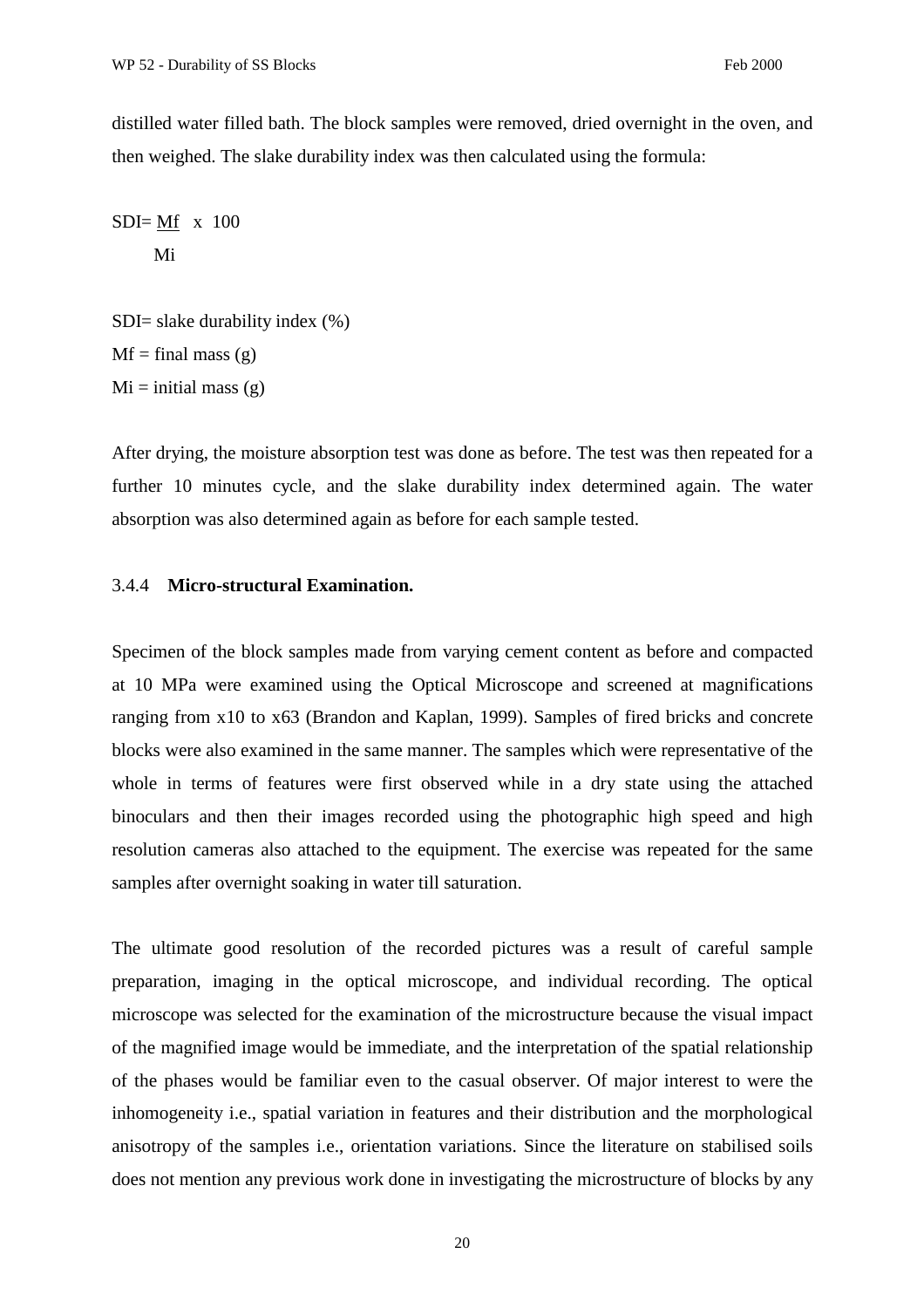distilled water filled bath. The block samples were removed, dried overnight in the oven, and then weighed. The slake durability index was then calculated using the formula:

$$SDI = \frac{M_f}{M_i} \times 100$$

SDI= slake durability index (%)
$M_f$ = final mass (g)
$M_i$ = initial mass (g)

After drying, the moisture absorption test was done as before. The test was then repeated for a further 10 minutes cycle, and the slake durability index determined again. The water absorption was also determined again as before for each sample tested.

### 3.4.4 **Micro-structural Examination.**

Specimen of the block samples made from varying cement content as before and compacted at 10 MPa were examined using the Optical Microscope and screened at magnifications ranging from x10 to x63 (Brandon and Kaplan, 1999). Samples of fired bricks and concrete blocks were also examined in the same manner. The samples which were representative of the whole in terms of features were first observed while in a dry state using the attached binoculars and then their images recorded using the photographic high speed and high resolution cameras also attached to the equipment. The exercise was repeated for the same samples after overnight soaking in water till saturation.

The ultimate good resolution of the recorded pictures was a result of careful sample preparation, imaging in the optical microscope, and individual recording. The optical microscope was selected for the examination of the microstructure because the visual impact of the magnified image would be immediate, and the interpretation of the spatial relationship of the phases would be familiar even to the casual observer. Of major interest to were the inhomogeneity i.e., spatial variation in features and their distribution and the morphological anisotropy of the samples i.e., orientation variations. Since the literature on stabilised soils does not mention any previous work done in investigating the microstructure of blocks by any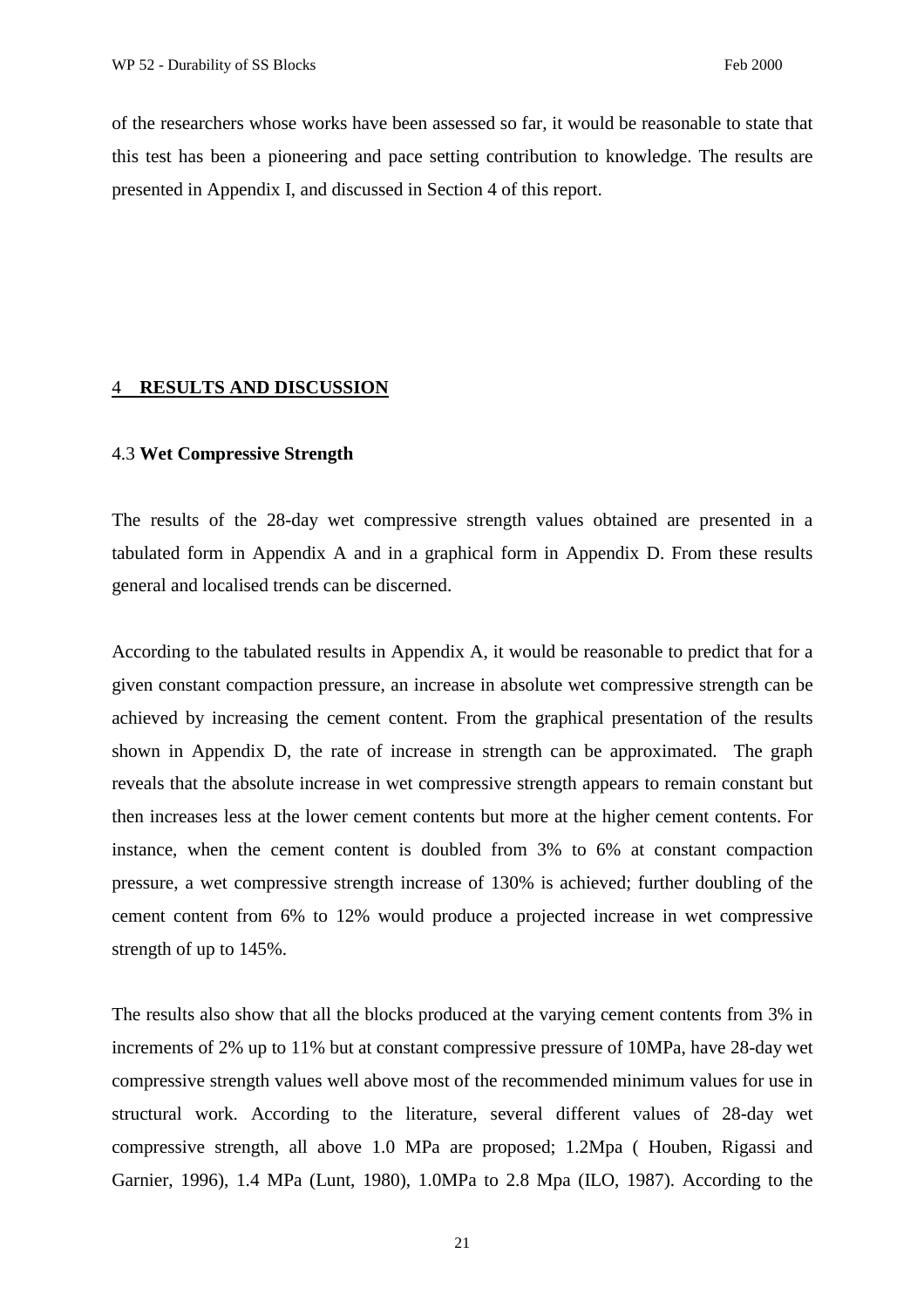of the researchers whose works have been assessed so far, it would be reasonable to state that this test has been a pioneering and pace setting contribution to knowledge. The results are presented in Appendix I, and discussed in Section 4 of this report.

# 4 RESULTS AND DISCUSSION

## 4.3 Wet Compressive Strength

The results of the 28-day wet compressive strength values obtained are presented in a tabulated form in Appendix A and in a graphical form in Appendix D. From these results general and localised trends can be discerned.

According to the tabulated results in Appendix A, it would be reasonable to predict that for a given constant compaction pressure, an increase in absolute wet compressive strength can be achieved by increasing the cement content. From the graphical presentation of the results shown in Appendix D, the rate of increase in strength can be approximated. The graph reveals that the absolute increase in wet compressive strength appears to remain constant but then increases less at the lower cement contents but more at the higher cement contents. For instance, when the cement content is doubled from 3% to 6% at constant compaction pressure, a wet compressive strength increase of 130% is achieved; further doubling of the cement content from 6% to 12% would produce a projected increase in wet compressive strength of up to 145%.

The results also show that all the blocks produced at the varying cement contents from 3% in increments of 2% up to 11% but at constant compressive pressure of 10MPa, have 28-day wet compressive strength values well above most of the recommended minimum values for use in structural work. According to the literature, several different values of 28-day wet compressive strength, all above 1.0 MPa are proposed; 1.2Mpa ( Houben, Rigassi and Garnier, 1996), 1.4 MPa (Lunt, 1980), 1.0MPa to 2.8 Mpa (ILO, 1987). According to the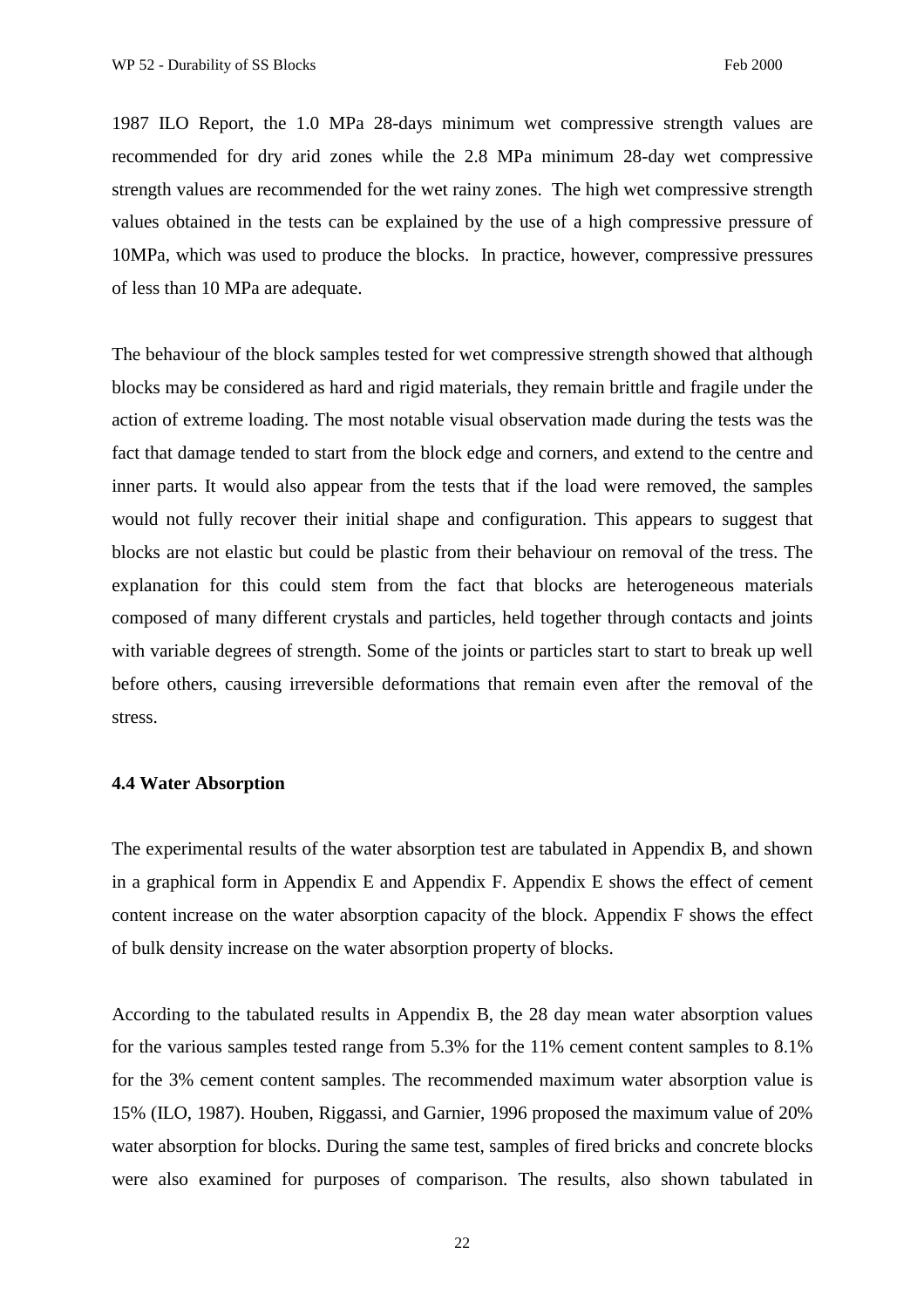1987 ILO Report, the 1.0 MPa 28-days minimum wet compressive strength values are recommended for dry arid zones while the 2.8 MPa minimum 28-day wet compressive strength values are recommended for the wet rainy zones. The high wet compressive strength values obtained in the tests can be explained by the use of a high compressive pressure of 10MPa, which was used to produce the blocks. In practice, however, compressive pressures of less than 10 MPa are adequate.

The behaviour of the block samples tested for wet compressive strength showed that although blocks may be considered as hard and rigid materials, they remain brittle and fragile under the action of extreme loading. The most notable visual observation made during the tests was the fact that damage tended to start from the block edge and corners, and extend to the centre and inner parts. It would also appear from the tests that if the load were removed, the samples would not fully recover their initial shape and configuration. This appears to suggest that blocks are not elastic but could be plastic from their behaviour on removal of the tress. The explanation for this could stem from the fact that blocks are heterogeneous materials composed of many different crystals and particles, held together through contacts and joints with variable degrees of strength. Some of the joints or particles start to start to break up well before others, causing irreversible deformations that remain even after the removal of the stress.

### 4.4 Water Absorption

The experimental results of the water absorption test are tabulated in Appendix B, and shown in a graphical form in Appendix E and Appendix F. Appendix E shows the effect of cement content increase on the water absorption capacity of the block. Appendix F shows the effect of bulk density increase on the water absorption property of blocks.

According to the tabulated results in Appendix B, the 28 day mean water absorption values for the various samples tested range from 5.3% for the 11% cement content samples to 8.1% for the 3% cement content samples. The recommended maximum water absorption value is 15% (ILO, 1987). Houben, Riggassi, and Garnier, 1996 proposed the maximum value of 20% water absorption for blocks. During the same test, samples of fired bricks and concrete blocks were also examined for purposes of comparison. The results, also shown tabulated in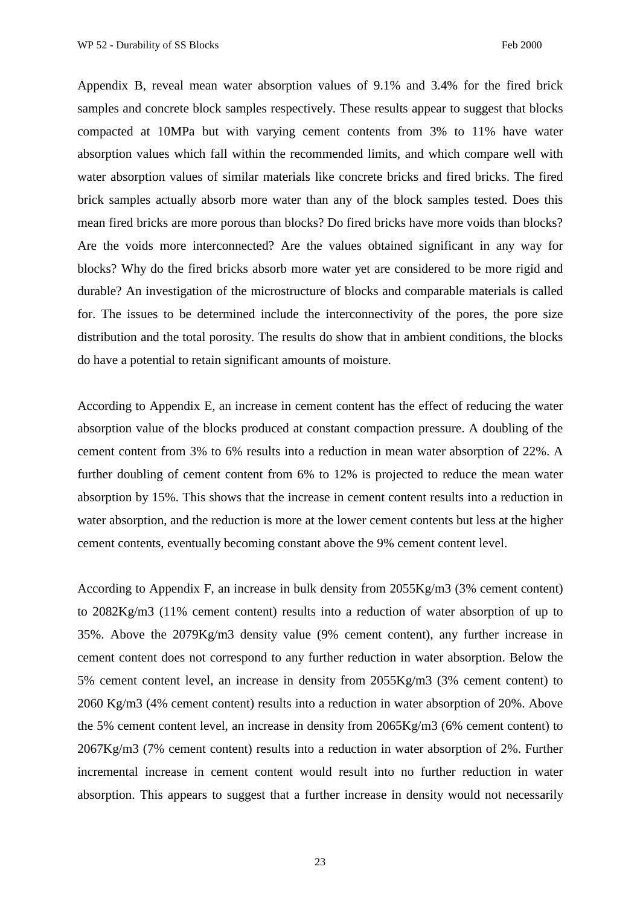Appendix B, reveal mean water absorption values of 9.1% and 3.4% for the fired brick samples and concrete block samples respectively. These results appear to suggest that blocks compacted at 10MPa but with varying cement contents from 3% to 11% have water absorption values which fall within the recommended limits, and which compare well with water absorption values of similar materials like concrete bricks and fired bricks. The fired brick samples actually absorb more water than any of the block samples tested. Does this mean fired bricks are more porous than blocks? Do fired bricks have more voids than blocks? Are the voids more interconnected? Are the values obtained significant in any way for blocks? Why do the fired bricks absorb more water yet are considered to be more rigid and durable? An investigation of the microstructure of blocks and comparable materials is called for. The issues to be determined include the interconnectivity of the pores, the pore size distribution and the total porosity. The results do show that in ambient conditions, the blocks do have a potential to retain significant amounts of moisture.

According to Appendix E, an increase in cement content has the effect of reducing the water absorption value of the blocks produced at constant compaction pressure. A doubling of the cement content from 3% to 6% results into a reduction in mean water absorption of 22%. A further doubling of cement content from 6% to 12% is projected to reduce the mean water absorption by 15%. This shows that the increase in cement content results into a reduction in water absorption, and the reduction is more at the lower cement contents but less at the higher cement contents, eventually becoming constant above the 9% cement content level.

According to Appendix F, an increase in bulk density from 2055Kg/m3 (3% cement content) to 2082Kg/m3 (11% cement content) results into a reduction of water absorption of up to 35%. Above the 2079Kg/m3 density value (9% cement content), any further increase in cement content does not correspond to any further reduction in water absorption. Below the 5% cement content level, an increase in density from 2055Kg/m3 (3% cement content) to 2060 Kg/m3 (4% cement content) results into a reduction in water absorption of 20%. Above the 5% cement content level, an increase in density from 2065Kg/m3 (6% cement content) to 2067Kg/m3 (7% cement content) results into a reduction in water absorption of 2%. Further incremental increase in cement content would result into no further reduction in water absorption. This appears to suggest that a further increase in density would not necessarily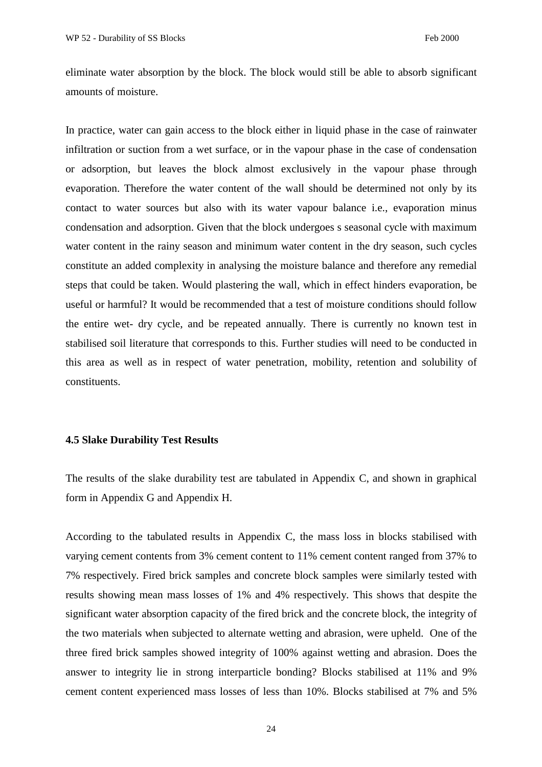eliminate water absorption by the block. The block would still be able to absorb significant amounts of moisture.

In practice, water can gain access to the block either in liquid phase in the case of rainwater infiltration or suction from a wet surface, or in the vapour phase in the case of condensation or adsorption, but leaves the block almost exclusively in the vapour phase through evaporation. Therefore the water content of the wall should be determined not only by its contact to water sources but also with its water vapour balance i.e., evaporation minus condensation and adsorption. Given that the block undergoes s seasonal cycle with maximum water content in the rainy season and minimum water content in the dry season, such cycles constitute an added complexity in analysing the moisture balance and therefore any remedial steps that could be taken. Would plastering the wall, which in effect hinders evaporation, be useful or harmful? It would be recommended that a test of moisture conditions should follow the entire wet- dry cycle, and be repeated annually. There is currently no known test in stabilised soil literature that corresponds to this. Further studies will need to be conducted in this area as well as in respect of water penetration, mobility, retention and solubility of constituents.

### 4.5 Slake Durability Test Results

The results of the slake durability test are tabulated in Appendix C, and shown in graphical form in Appendix G and Appendix H.

According to the tabulated results in Appendix C, the mass loss in blocks stabilised with varying cement contents from 3% cement content to 11% cement content ranged from 37% to 7% respectively. Fired brick samples and concrete block samples were similarly tested with results showing mean mass losses of 1% and 4% respectively. This shows that despite the significant water absorption capacity of the fired brick and the concrete block, the integrity of the two materials when subjected to alternate wetting and abrasion, were upheld. One of the three fired brick samples showed integrity of 100% against wetting and abrasion. Does the answer to integrity lie in strong interparticle bonding? Blocks stabilised at 11% and 9% cement content experienced mass losses of less than 10%. Blocks stabilised at 7% and 5%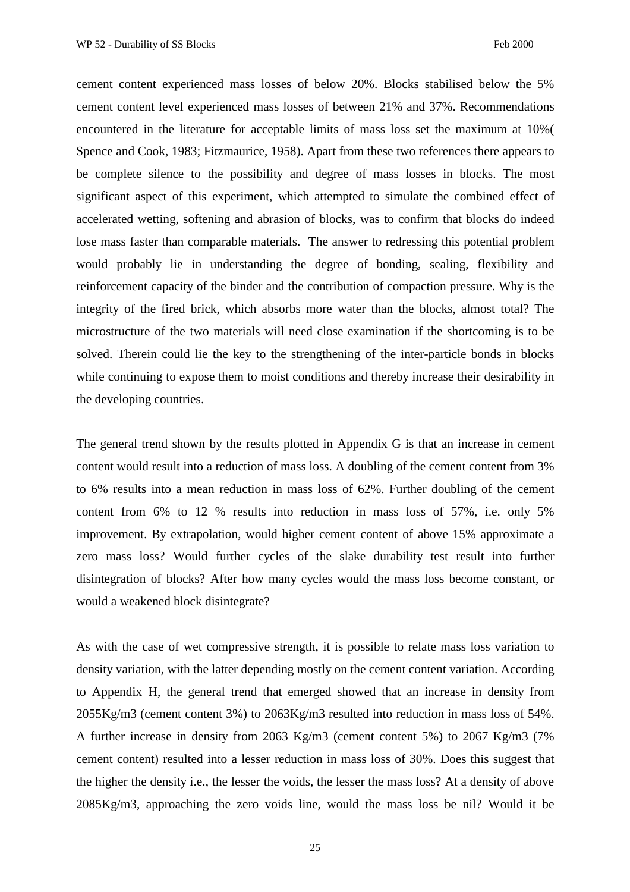cement content experienced mass losses of below 20%. Blocks stabilised below the 5% cement content level experienced mass losses of between 21% and 37%. Recommendations encountered in the literature for acceptable limits of mass loss set the maximum at 10%( Spence and Cook, 1983; Fitzmaurice, 1958). Apart from these two references there appears to be complete silence to the possibility and degree of mass losses in blocks. The most significant aspect of this experiment, which attempted to simulate the combined effect of accelerated wetting, softening and abrasion of blocks, was to confirm that blocks do indeed lose mass faster than comparable materials. The answer to redressing this potential problem would probably lie in understanding the degree of bonding, sealing, flexibility and reinforcement capacity of the binder and the contribution of compaction pressure. Why is the integrity of the fired brick, which absorbs more water than the blocks, almost total? The microstructure of the two materials will need close examination if the shortcoming is to be solved. Therein could lie the key to the strengthening of the inter-particle bonds in blocks while continuing to expose them to moist conditions and thereby increase their desirability in the developing countries.

The general trend shown by the results plotted in Appendix G is that an increase in cement content would result into a reduction of mass loss. A doubling of the cement content from 3% to 6% results into a mean reduction in mass loss of 62%. Further doubling of the cement content from 6% to 12 % results into reduction in mass loss of 57%, i.e. only 5% improvement. By extrapolation, would higher cement content of above 15% approximate a zero mass loss? Would further cycles of the slake durability test result into further disintegration of blocks? After how many cycles would the mass loss become constant, or would a weakened block disintegrate?

As with the case of wet compressive strength, it is possible to relate mass loss variation to density variation, with the latter depending mostly on the cement content variation. According to Appendix H, the general trend that emerged showed that an increase in density from 2055Kg/m3 (cement content 3%) to 2063Kg/m3 resulted into reduction in mass loss of 54%. A further increase in density from 2063 Kg/m3 (cement content 5%) to 2067 Kg/m3 (7% cement content) resulted into a lesser reduction in mass loss of 30%. Does this suggest that the higher the density i.e., the lesser the voids, the lesser the mass loss? At a density of above 2085Kg/m3, approaching the zero voids line, would the mass loss be nil? Would it be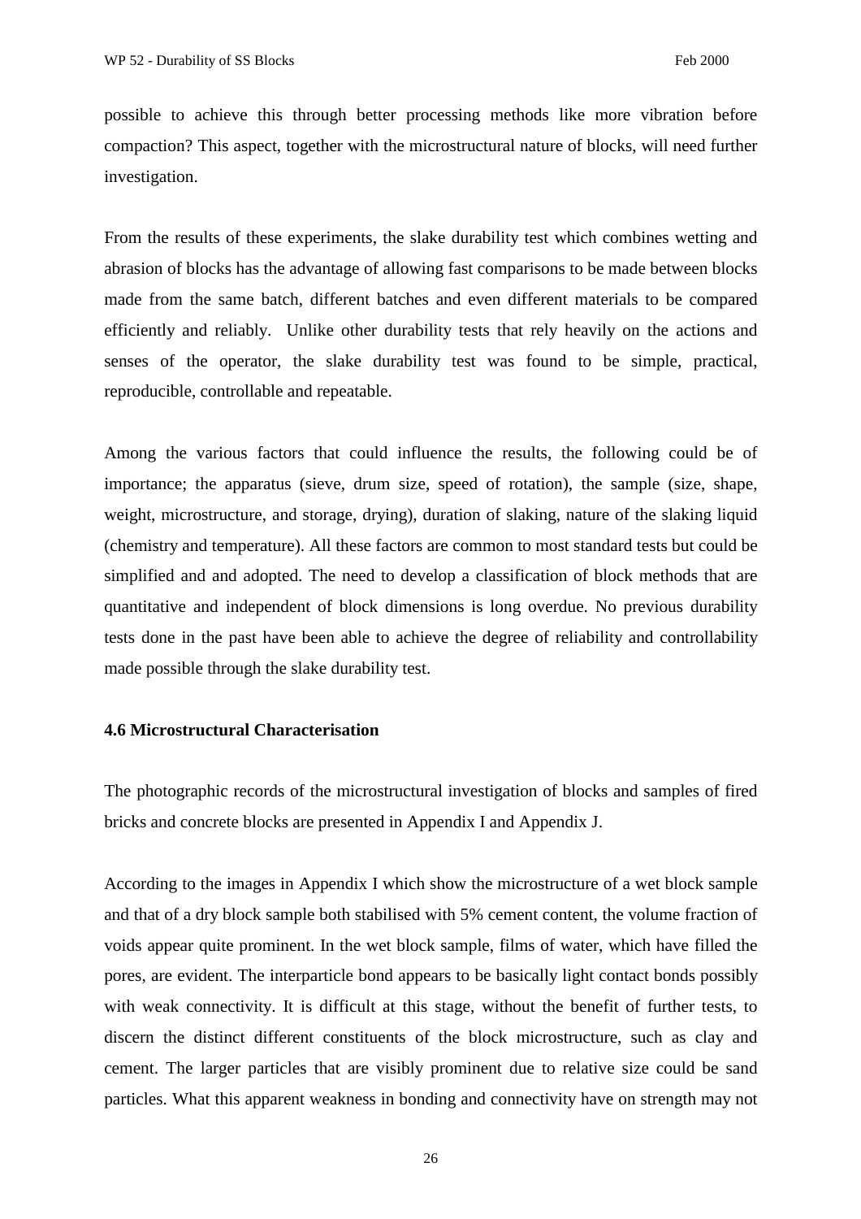possible to achieve this through better processing methods like more vibration before compaction? This aspect, together with the microstructural nature of blocks, will need further investigation.

From the results of these experiments, the slake durability test which combines wetting and abrasion of blocks has the advantage of allowing fast comparisons to be made between blocks made from the same batch, different batches and even different materials to be compared efficiently and reliably. Unlike other durability tests that rely heavily on the actions and senses of the operator, the slake durability test was found to be simple, practical, reproducible, controllable and repeatable.

Among the various factors that could influence the results, the following could be of importance; the apparatus (sieve, drum size, speed of rotation), the sample (size, shape, weight, microstructure, and storage, drying), duration of slaking, nature of the slaking liquid (chemistry and temperature). All these factors are common to most standard tests but could be simplified and and adopted. The need to develop a classification of block methods that are quantitative and independent of block dimensions is long overdue. No previous durability tests done in the past have been able to achieve the degree of reliability and controllability made possible through the slake durability test.

### 4.6 Microstructural Characterisation

The photographic records of the microstructural investigation of blocks and samples of fired bricks and concrete blocks are presented in Appendix I and Appendix J.

According to the images in Appendix I which show the microstructure of a wet block sample and that of a dry block sample both stabilised with 5% cement content, the volume fraction of voids appear quite prominent. In the wet block sample, films of water, which have filled the pores, are evident. The interparticle bond appears to be basically light contact bonds possibly with weak connectivity. It is difficult at this stage, without the benefit of further tests, to discern the distinct different constituents of the block microstructure, such as clay and cement. The larger particles that are visibly prominent due to relative size could be sand particles. What this apparent weakness in bonding and connectivity have on strength may not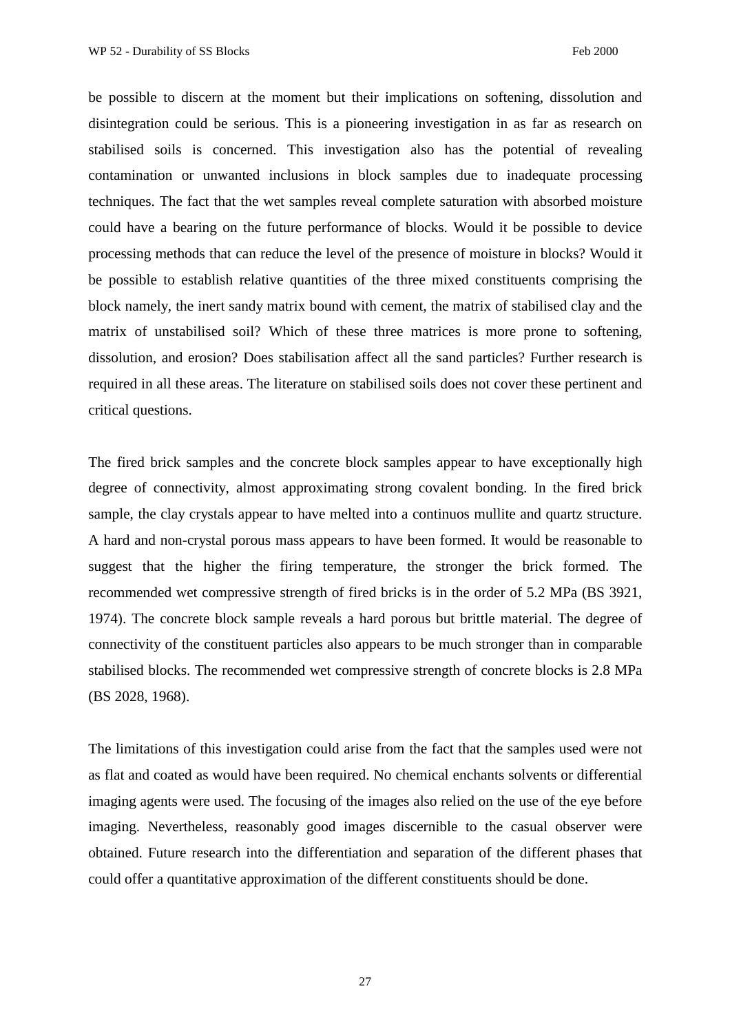be possible to discern at the moment but their implications on softening, dissolution and disintegration could be serious. This is a pioneering investigation in as far as research on stabilised soils is concerned. This investigation also has the potential of revealing contamination or unwanted inclusions in block samples due to inadequate processing techniques. The fact that the wet samples reveal complete saturation with absorbed moisture could have a bearing on the future performance of blocks. Would it be possible to device processing methods that can reduce the level of the presence of moisture in blocks? Would it be possible to establish relative quantities of the three mixed constituents comprising the block namely, the inert sandy matrix bound with cement, the matrix of stabilised clay and the matrix of unstabilised soil? Which of these three matrices is more prone to softening, dissolution, and erosion? Does stabilisation affect all the sand particles? Further research is required in all these areas. The literature on stabilised soils does not cover these pertinent and critical questions.

The fired brick samples and the concrete block samples appear to have exceptionally high degree of connectivity, almost approximating strong covalent bonding. In the fired brick sample, the clay crystals appear to have melted into a continuos mullite and quartz structure. A hard and non-crystal porous mass appears to have been formed. It would be reasonable to suggest that the higher the firing temperature, the stronger the brick formed. The recommended wet compressive strength of fired bricks is in the order of 5.2 MPa (BS 3921, 1974). The concrete block sample reveals a hard porous but brittle material. The degree of connectivity of the constituent particles also appears to be much stronger than in comparable stabilised blocks. The recommended wet compressive strength of concrete blocks is 2.8 MPa (BS 2028, 1968).

The limitations of this investigation could arise from the fact that the samples used were not as flat and coated as would have been required. No chemical enchants solvents or differential imaging agents were used. The focusing of the images also relied on the use of the eye before imaging. Nevertheless, reasonably good images discernible to the casual observer were obtained. Future research into the differentiation and separation of the different phases that could offer a quantitative approximation of the different constituents should be done.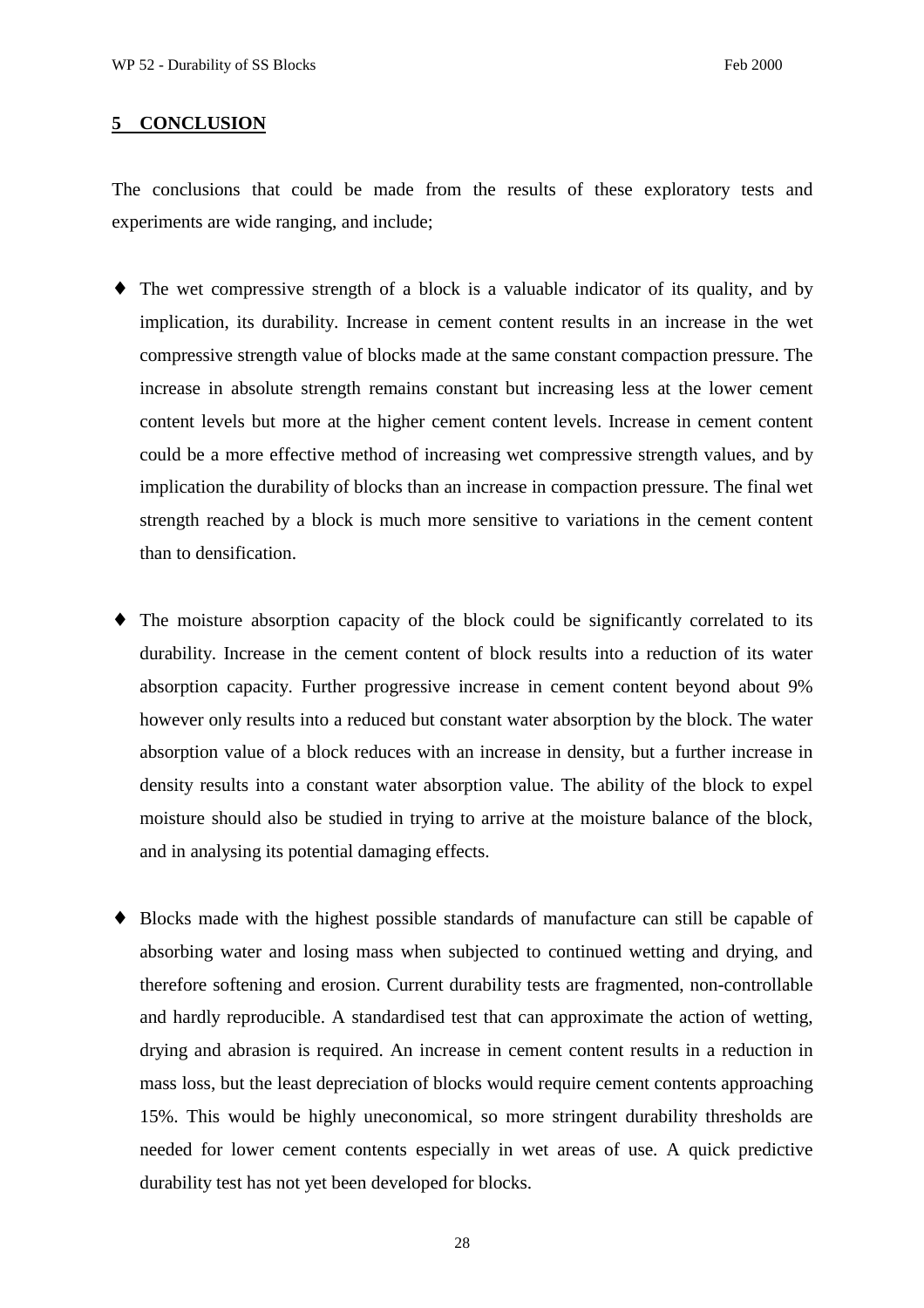## 5 CONCLUSION

The conclusions that could be made from the results of these exploratory tests and experiments are wide ranging, and include;

- The wet compressive strength of a block is a valuable indicator of its quality, and by implication, its durability. Increase in cement content results in an increase in the wet compressive strength value of blocks made at the same constant compaction pressure. The increase in absolute strength remains constant but increasing less at the lower cement content levels but more at the higher cement content levels. Increase in cement content could be a more effective method of increasing wet compressive strength values, and by implication the durability of blocks than an increase in compaction pressure. The final wet strength reached by a block is much more sensitive to variations in the cement content than to densification.

- The moisture absorption capacity of the block could be significantly correlated to its durability. Increase in the cement content of block results into a reduction of its water absorption capacity. Further progressive increase in cement content beyond about 9% however only results into a reduced but constant water absorption by the block. The water absorption value of a block reduces with an increase in density, but a further increase in density results into a constant water absorption value. The ability of the block to expel moisture should also be studied in trying to arrive at the moisture balance of the block, and in analysing its potential damaging effects.

- Blocks made with the highest possible standards of manufacture can still be capable of absorbing water and losing mass when subjected to continued wetting and drying, and therefore softening and erosion. Current durability tests are fragmented, non-controllable and hardly reproducible. A standardised test that can approximate the action of wetting, drying and abrasion is required. An increase in cement content results in a reduction in mass loss, but the least depreciation of blocks would require cement contents approaching 15%. This would be highly uneconomical, so more stringent durability thresholds are needed for lower cement contents especially in wet areas of use. A quick predictive durability test has not yet been developed for blocks.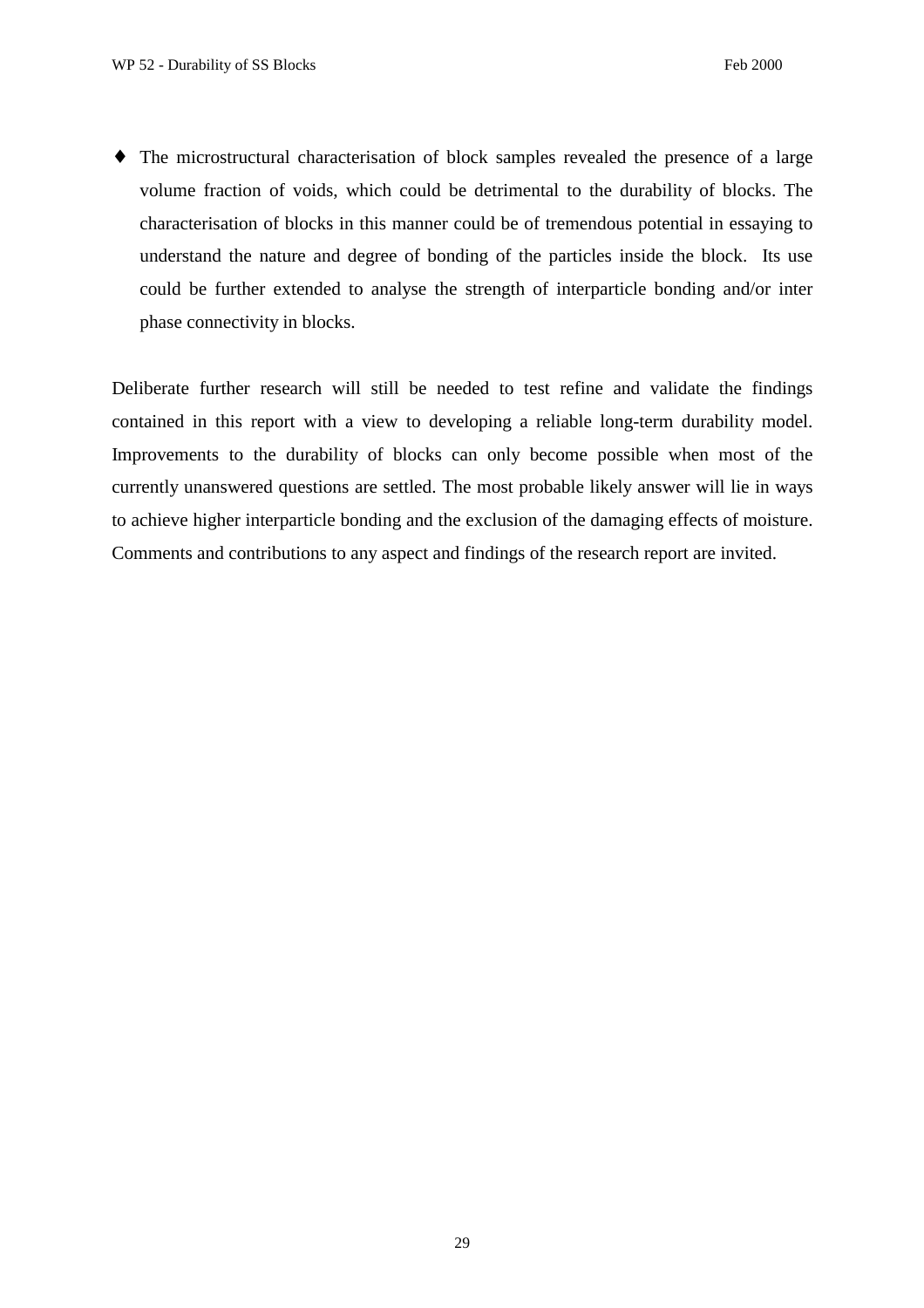- The microstructural characterisation of block samples revealed the presence of a large volume fraction of voids, which could be detrimental to the durability of blocks. The characterisation of blocks in this manner could be of tremendous potential in essaying to understand the nature and degree of bonding of the particles inside the block. Its use could be further extended to analyse the strength of interparticle bonding and/or inter phase connectivity in blocks.

Deliberate further research will still be needed to test refine and validate the findings contained in this report with a view to developing a reliable long-term durability model. Improvements to the durability of blocks can only become possible when most of the currently unanswered questions are settled. The most probable likely answer will lie in ways to achieve higher interparticle bonding and the exclusion of the damaging effects of moisture. Comments and contributions to any aspect and findings of the research report are invited.